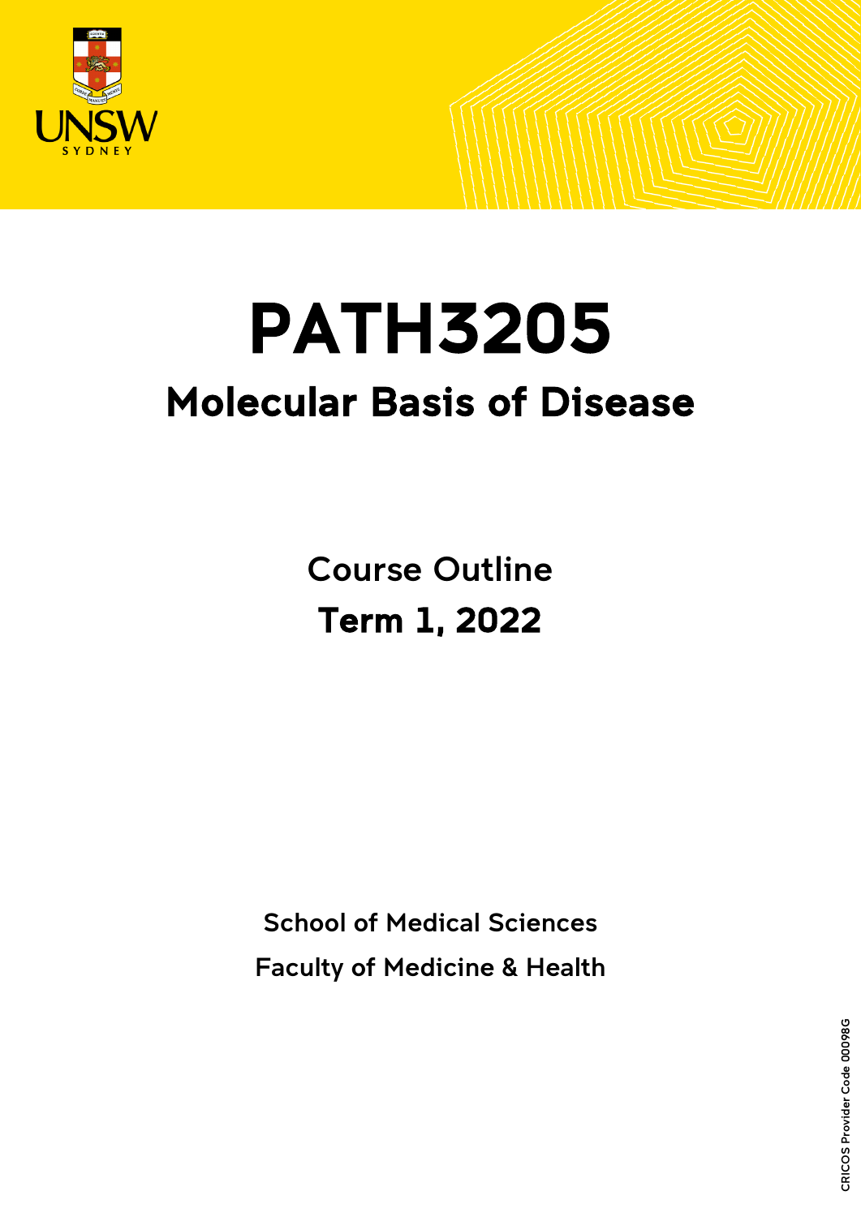# PATH3205

## Molecular Basis of Disease

Course Outline

**Term 1, 2022**

School of Medical Sciences

Faculty of Medicine & Health

CRICOS Provider Code 00098G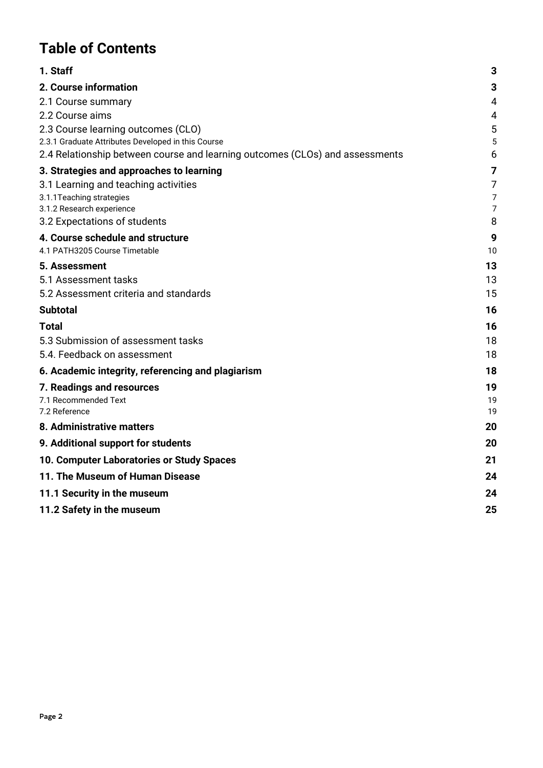# Table of Contents

| | |
|---|---|
| **1. Staff** | **3** |
| **2. Course information** | **3** |
| 2.1 Course summary | 4 |
| 2.2 Course aims | 4 |
| 2.3 Course learning outcomes (CLO) | 5 |
| 2.3.1 Graduate Attributes Developed in this Course | 5 |
| 2.4 Relationship between course and learning outcomes (CLOs) and assessments | 6 |
| **3. Strategies and approaches to learning** | **7** |
| 3.1 Learning and teaching activities | 7 |
| 3.1.1Teaching strategies | 7 |
| 3.1.2 Research experience | 7 |
| 3.2 Expectations of students | 8 |
| **4. Course schedule and structure** | **9** |
| 4.1 PATH3205 Course Timetable | 10 |
| **5. Assessment** | **13** |
| 5.1 Assessment tasks | 13 |
| 5.2 Assessment criteria and standards | 15 |
| **Subtotal** | **16** |
| **Total** | **16** |
| 5.3 Submission of assessment tasks | 18 |
| 5.4. Feedback on assessment | 18 |
| **6. Academic integrity, referencing and plagiarism** | **18** |
| **7. Readings and resources** | **19** |
| 7.1 Recommended Text | 19 |
| 7.2 Reference | 19 |
| **8. Administrative matters** | **20** |
| **9. Additional support for students** | **20** |
| **10. Computer Laboratories or Study Spaces** | **21** |
| **11. The Museum of Human Disease** | **24** |
| **11.1 Security in the museum** | **24** |
| **11.2 Safety in the museum** | **25** |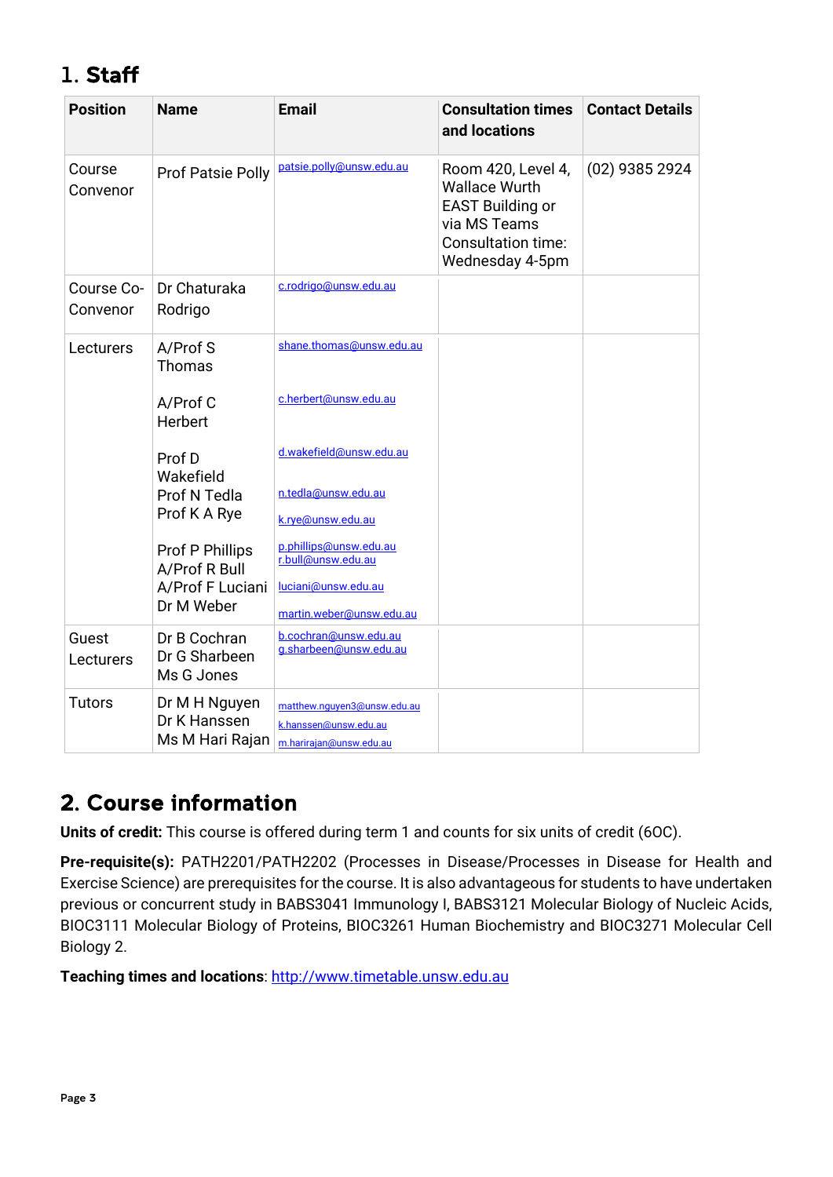## 1. Staff

| Position | Name | Email | Consultation times and locations | Contact Details |
|---|---|---|---|---|
| Course Convenor | Prof Patsie Polly | patsie.polly@unsw.edu.au | Room 420, Level 4, Wallace Wurth EAST Building or via MS Teams Consultation time: Wednesday 4-5pm | (02) 9385 2924 |
| Course Co-Convenor | Dr Chaturaka Rodrigo | c.rodrigo@unsw.edu.au | | |
| Lecturers | A/Prof S Thomas<br>A/Prof C Herbert<br>Prof D Wakefield<br>Prof N Tedla<br>Prof K A Rye<br>Prof P Phillips<br>A/Prof R Bull<br>A/Prof F Luciani<br>Dr M Weber | shane.thomas@unsw.edu.au<br>c.herbert@unsw.edu.au<br>d.wakefield@unsw.edu.au<br>n.tedla@unsw.edu.au<br>k.rye@unsw.edu.au<br>p.phillips@unsw.edu.au<br>r.bull@unsw.edu.au<br>luciani@unsw.edu.au<br>martin.weber@unsw.edu.au | | |
| Guest Lecturers | Dr B Cochran<br>Dr G Sharbeen<br>Ms G Jones | b.cochran@unsw.edu.au<br>g.sharbeen@unsw.edu.au | | |
| Tutors | Dr M H Nguyen<br>Dr K Hanssen<br>Ms M Hari Rajan | matthew.nguyen3@unsw.edu.au<br>k.hanssen@unsw.edu.au<br>m.harirajan@unsw.edu.au | | |

## 2. Course information

**Units of credit:** This course is offered during term 1 and counts for six units of credit (6OC).

**Pre-requisite(s):** PATH2201/PATH2202 (Processes in Disease/Processes in Disease for Health and Exercise Science) are prerequisites for the course. It is also advantageous for students to have undertaken previous or concurrent study in BABS3041 Immunology I, BABS3121 Molecular Biology of Nucleic Acids, BIOC3111 Molecular Biology of Proteins, BIOC3261 Human Biochemistry and BIOC3271 Molecular Cell Biology 2.

**Teaching times and locations**: http://www.timetable.unsw.edu.au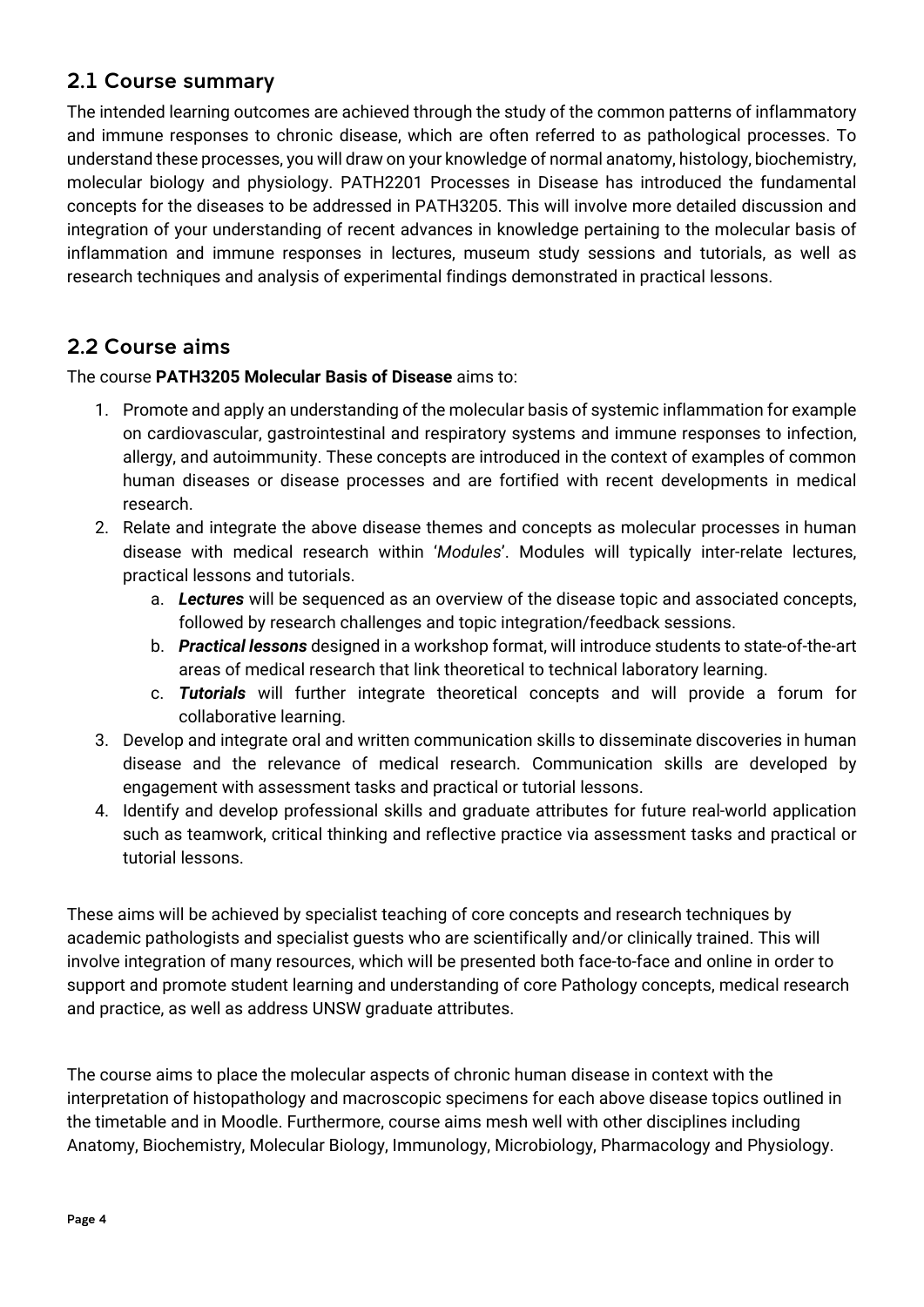## 2.1 Course summary

The intended learning outcomes are achieved through the study of the common patterns of inflammatory and immune responses to chronic disease, which are often referred to as pathological processes. To understand these processes, you will draw on your knowledge of normal anatomy, histology, biochemistry, molecular biology and physiology. PATH2201 Processes in Disease has introduced the fundamental concepts for the diseases to be addressed in PATH3205. This will involve more detailed discussion and integration of your understanding of recent advances in knowledge pertaining to the molecular basis of inflammation and immune responses in lectures, museum study sessions and tutorials, as well as research techniques and analysis of experimental findings demonstrated in practical lessons.

## 2.2 Course aims

The course **PATH3205 Molecular Basis of Disease** aims to:

1. Promote and apply an understanding of the molecular basis of systemic inflammation for example on cardiovascular, gastrointestinal and respiratory systems and immune responses to infection, allergy, and autoimmunity. These concepts are introduced in the context of examples of common human diseases or disease processes and are fortified with recent developments in medical research.
2. Relate and integrate the above disease themes and concepts as molecular processes in human disease with medical research within '*Modules*'. Modules will typically inter-relate lectures, practical lessons and tutorials.
   a. ***Lectures*** will be sequenced as an overview of the disease topic and associated concepts, followed by research challenges and topic integration/feedback sessions.
   b. ***Practical lessons*** designed in a workshop format, will introduce students to state-of-the-art areas of medical research that link theoretical to technical laboratory learning.
   c. ***Tutorials*** will further integrate theoretical concepts and will provide a forum for collaborative learning.
3. Develop and integrate oral and written communication skills to disseminate discoveries in human disease and the relevance of medical research. Communication skills are developed by engagement with assessment tasks and practical or tutorial lessons.
4. Identify and develop professional skills and graduate attributes for future real-world application such as teamwork, critical thinking and reflective practice via assessment tasks and practical or tutorial lessons.

These aims will be achieved by specialist teaching of core concepts and research techniques by academic pathologists and specialist guests who are scientifically and/or clinically trained. This will involve integration of many resources, which will be presented both face-to-face and online in order to support and promote student learning and understanding of core Pathology concepts, medical research and practice, as well as address UNSW graduate attributes.

The course aims to place the molecular aspects of chronic human disease in context with the interpretation of histopathology and macroscopic specimens for each above disease topics outlined in the timetable and in Moodle. Furthermore, course aims mesh well with other disciplines including Anatomy, Biochemistry, Molecular Biology, Immunology, Microbiology, Pharmacology and Physiology.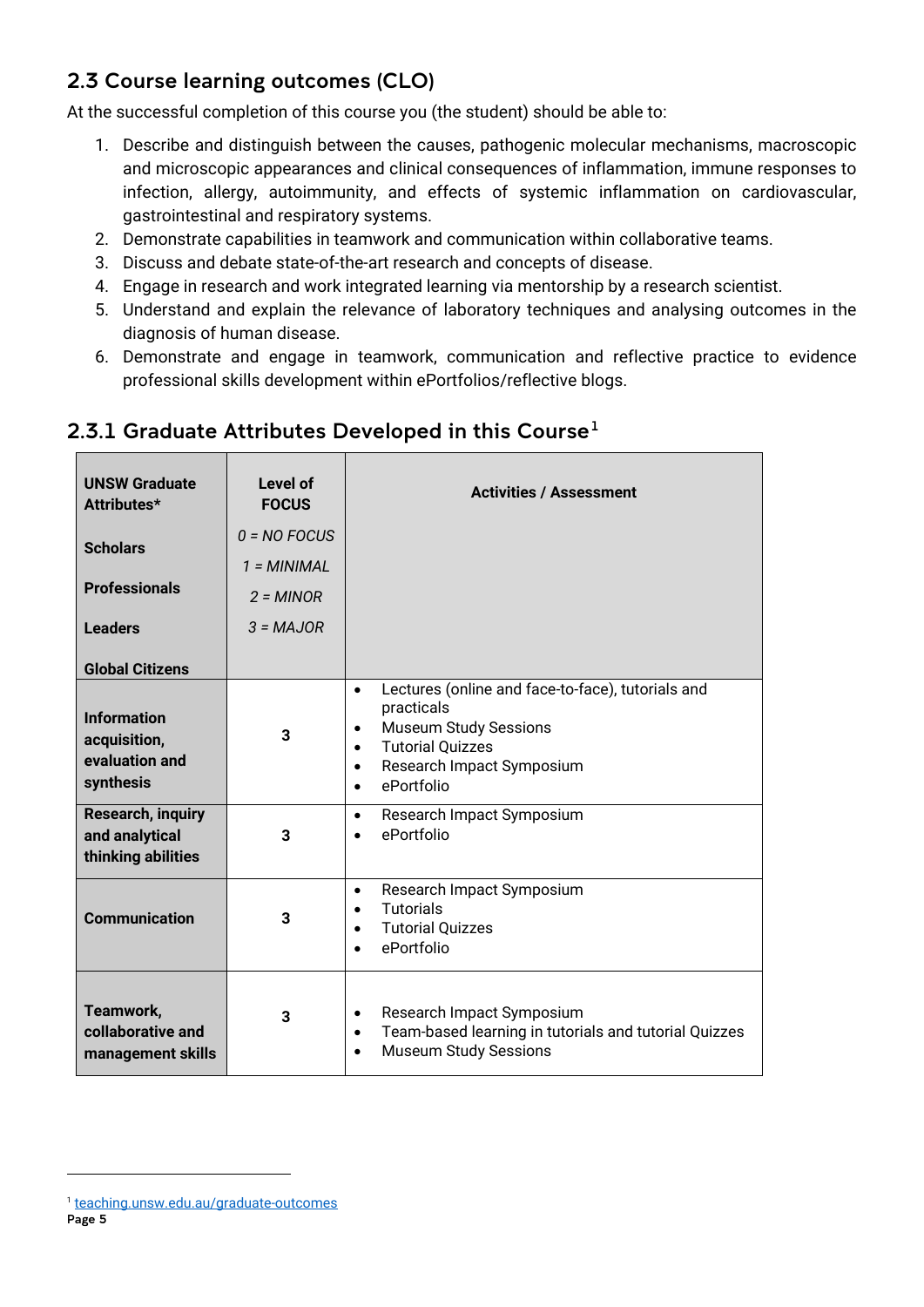## 2.3 Course learning outcomes (CLO)

At the successful completion of this course you (the student) should be able to:

1. Describe and distinguish between the causes, pathogenic molecular mechanisms, macroscopic and microscopic appearances and clinical consequences of inflammation, immune responses to infection, allergy, autoimmunity, and effects of systemic inflammation on cardiovascular, gastrointestinal and respiratory systems.
2. Demonstrate capabilities in teamwork and communication within collaborative teams.
3. Discuss and debate state-of-the-art research and concepts of disease.
4. Engage in research and work integrated learning via mentorship by a research scientist.
5. Understand and explain the relevance of laboratory techniques and analysing outcomes in the diagnosis of human disease.
6. Demonstrate and engage in teamwork, communication and reflective practice to evidence professional skills development within ePortfolios/reflective blogs.

### 2.3.1 Graduate Attributes Developed in this Course[1]

| **UNSW Graduate Attributes*** <br> **Scholars** <br> **Professionals** <br> **Leaders** <br> **Global Citizens** | **Level of FOCUS** <br> *0 = NO FOCUS* <br> *1 = MINIMAL* <br> *2 = MINOR* <br> *3 = MAJOR* | **Activities / Assessment** |
|---|---|---|
| **Information acquisition, evaluation and synthesis** | 3 | • Lectures (online and face-to-face), tutorials and practicals <br> • Museum Study Sessions <br> • Tutorial Quizzes <br> • Research Impact Symposium <br> • ePortfolio |
| **Research, inquiry and analytical thinking abilities** | 3 | • Research Impact Symposium <br> • ePortfolio |
| **Communication** | 3 | • Research Impact Symposium <br> • Tutorials <br> • Tutorial Quizzes <br> • ePortfolio |
| **Teamwork, collaborative and management skills** | 3 | • Research Impact Symposium <br> • Team-based learning in tutorials and tutorial Quizzes <br> • Museum Study Sessions |

[1] teaching.unsw.edu.au/graduate-outcomes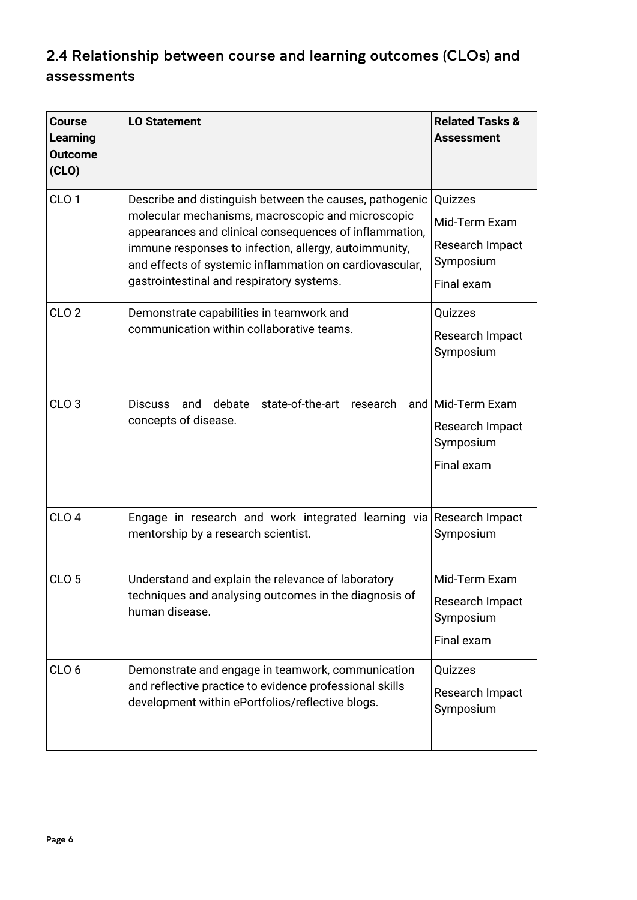## 2.4 Relationship between course and learning outcomes (CLOs) and assessments

| Course Learning Outcome (CLO) | LO Statement | Related Tasks & Assessment |
|---|---|---|
| CLO 1 | Describe and distinguish between the causes, pathogenic molecular mechanisms, macroscopic and microscopic appearances and clinical consequences of inflammation, immune responses to infection, allergy, autoimmunity, and effects of systemic inflammation on cardiovascular, gastrointestinal and respiratory systems. | Quizzes<br>Mid-Term Exam<br>Research Impact Symposium<br>Final exam |
| CLO 2 | Demonstrate capabilities in teamwork and communication within collaborative teams. | Quizzes<br>Research Impact Symposium |
| CLO 3 | Discuss and debate state-of-the-art research and concepts of disease. | Mid-Term Exam<br>Research Impact Symposium<br>Final exam |
| CLO 4 | Engage in research and work integrated learning via mentorship by a research scientist. | Research Impact Symposium |
| CLO 5 | Understand and explain the relevance of laboratory techniques and analysing outcomes in the diagnosis of human disease. | Mid-Term Exam<br>Research Impact Symposium<br>Final exam |
| CLO 6 | Demonstrate and engage in teamwork, communication and reflective practice to evidence professional skills development within ePortfolios/reflective blogs. | Quizzes<br>Research Impact Symposium |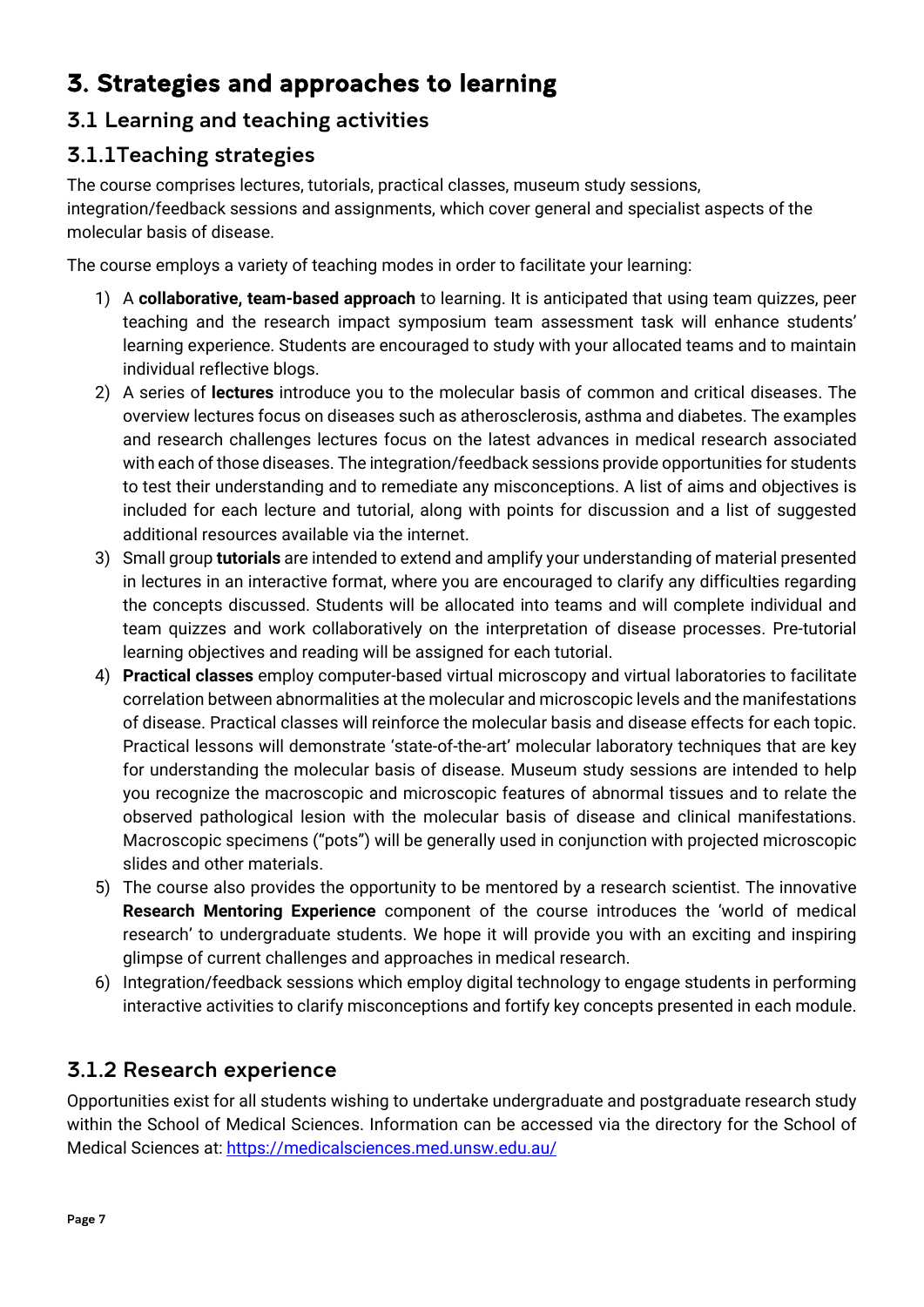# 3. Strategies and approaches to learning

## 3.1 Learning and teaching activities

### 3.1.1Teaching strategies

The course comprises lectures, tutorials, practical classes, museum study sessions, integration/feedback sessions and assignments, which cover general and specialist aspects of the molecular basis of disease.

The course employs a variety of teaching modes in order to facilitate your learning:

1) A **collaborative, team-based approach** to learning. It is anticipated that using team quizzes, peer teaching and the research impact symposium team assessment task will enhance students' learning experience. Students are encouraged to study with your allocated teams and to maintain individual reflective blogs.
2) A series of **lectures** introduce you to the molecular basis of common and critical diseases. The overview lectures focus on diseases such as atherosclerosis, asthma and diabetes. The examples and research challenges lectures focus on the latest advances in medical research associated with each of those diseases. The integration/feedback sessions provide opportunities for students to test their understanding and to remediate any misconceptions. A list of aims and objectives is included for each lecture and tutorial, along with points for discussion and a list of suggested additional resources available via the internet.
3) Small group **tutorials** are intended to extend and amplify your understanding of material presented in lectures in an interactive format, where you are encouraged to clarify any difficulties regarding the concepts discussed. Students will be allocated into teams and will complete individual and team quizzes and work collaboratively on the interpretation of disease processes. Pre-tutorial learning objectives and reading will be assigned for each tutorial.
4) **Practical classes** employ computer-based virtual microscopy and virtual laboratories to facilitate correlation between abnormalities at the molecular and microscopic levels and the manifestations of disease. Practical classes will reinforce the molecular basis and disease effects for each topic. Practical lessons will demonstrate 'state-of-the-art' molecular laboratory techniques that are key for understanding the molecular basis of disease. Museum study sessions are intended to help you recognize the macroscopic and microscopic features of abnormal tissues and to relate the observed pathological lesion with the molecular basis of disease and clinical manifestations. Macroscopic specimens ("pots") will be generally used in conjunction with projected microscopic slides and other materials.
5) The course also provides the opportunity to be mentored by a research scientist. The innovative **Research Mentoring Experience** component of the course introduces the 'world of medical research' to undergraduate students. We hope it will provide you with an exciting and inspiring glimpse of current challenges and approaches in medical research.
6) Integration/feedback sessions which employ digital technology to engage students in performing interactive activities to clarify misconceptions and fortify key concepts presented in each module.

### 3.1.2 Research experience

Opportunities exist for all students wishing to undertake undergraduate and postgraduate research study within the School of Medical Sciences. Information can be accessed via the directory for the School of Medical Sciences at: [https://medicalsciences.med.unsw.edu.au/](https://medicalsciences.med.unsw.edu.au/)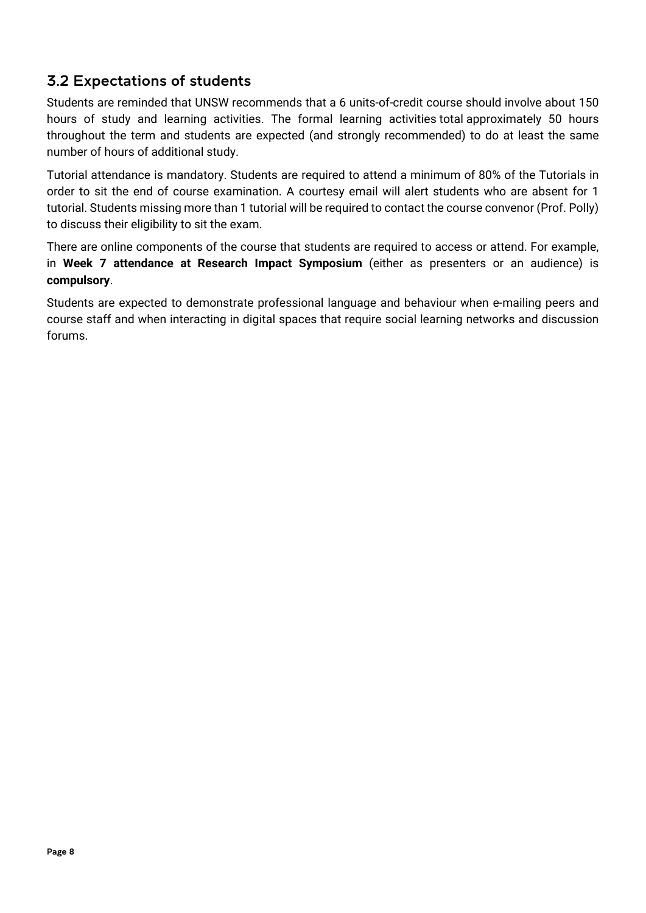## 3.2 Expectations of students

Students are reminded that UNSW recommends that a 6 units-of-credit course should involve about 150 hours of study and learning activities. The formal learning activities total approximately 50 hours throughout the term and students are expected (and strongly recommended) to do at least the same number of hours of additional study.

Tutorial attendance is mandatory. Students are required to attend a minimum of 80% of the Tutorials in order to sit the end of course examination. A courtesy email will alert students who are absent for 1 tutorial. Students missing more than 1 tutorial will be required to contact the course convenor (Prof. Polly) to discuss their eligibility to sit the exam.

There are online components of the course that students are required to access or attend. For example, in **Week 7 attendance at Research Impact Symposium** (either as presenters or an audience) is **compulsory**.

Students are expected to demonstrate professional language and behaviour when e-mailing peers and course staff and when interacting in digital spaces that require social learning networks and discussion forums.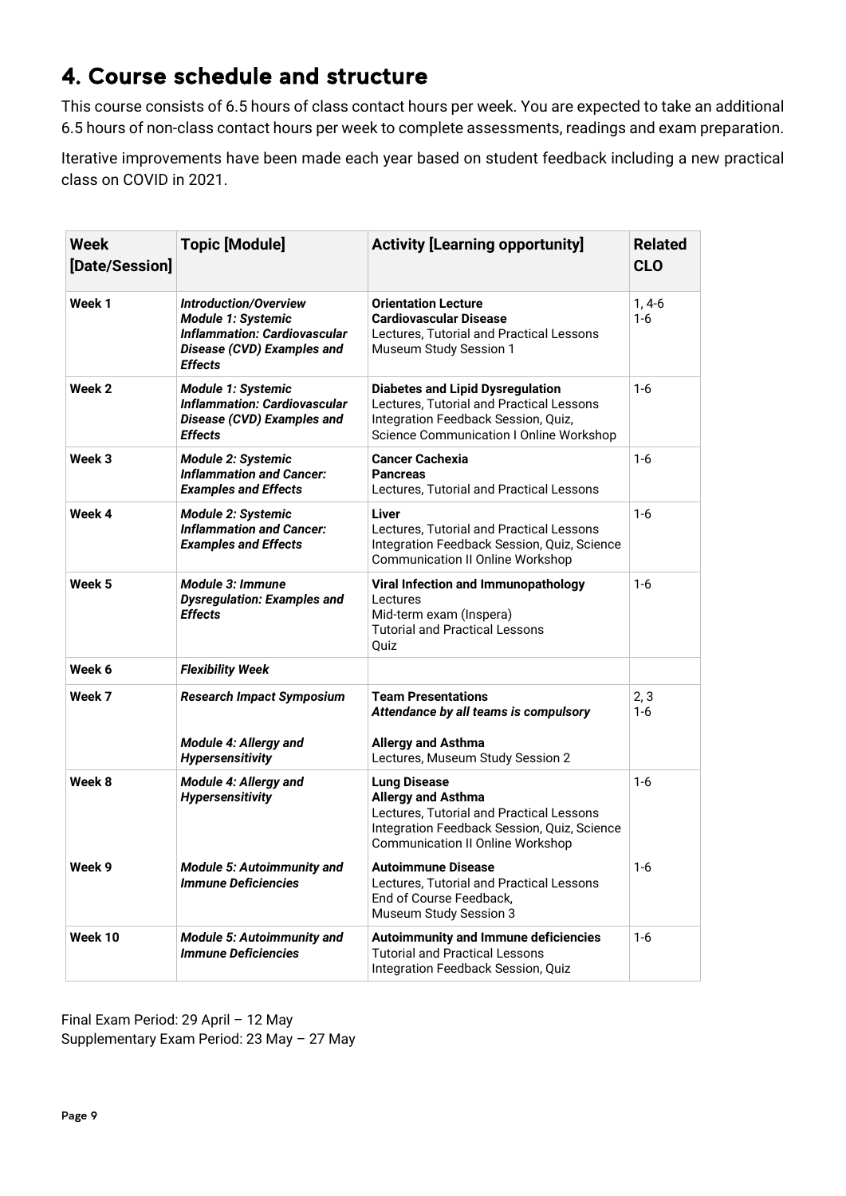## 4. Course schedule and structure

This course consists of 6.5 hours of class contact hours per week. You are expected to take an additional 6.5 hours of non-class contact hours per week to complete assessments, readings and exam preparation.

Iterative improvements have been made each year based on student feedback including a new practical class on COVID in 2021.

| Week [Date/Session] | Topic [Module] | Activity [Learning opportunity] | Related CLO |
|---|---|---|---|
| Week 1 | ***Introduction/Overview*** <br> ***Module 1: Systemic Inflammation: Cardiovascular Disease (CVD) Examples and Effects*** | **Orientation Lecture** <br> **Cardiovascular Disease** <br> Lectures, Tutorial and Practical Lessons <br> Museum Study Session 1 | 1, 4-6 <br> 1-6 |
| Week 2 | ***Module 1: Systemic Inflammation: Cardiovascular Disease (CVD) Examples and Effects*** | **Diabetes and Lipid Dysregulation** <br> Lectures, Tutorial and Practical Lessons <br> Integration Feedback Session, Quiz, <br> Science Communication I Online Workshop | 1-6 |
| Week 3 | ***Module 2: Systemic Inflammation and Cancer: Examples and Effects*** | **Cancer Cachexia** <br> **Pancreas** <br> Lectures, Tutorial and Practical Lessons | 1-6 |
| Week 4 | ***Module 2: Systemic Inflammation and Cancer: Examples and Effects*** | **Liver** <br> Lectures, Tutorial and Practical Lessons <br> Integration Feedback Session, Quiz, Science Communication II Online Workshop | 1-6 |
| Week 5 | ***Module 3: Immune Dysregulation: Examples and Effects*** | **Viral Infection and Immunopathology** <br> Lectures <br> Mid-term exam (Inspera) <br> Tutorial and Practical Lessons <br> Quiz | 1-6 |
| Week 6 | ***Flexibility Week*** | | |
| Week 7 | ***Research Impact Symposium*** <br><br> ***Module 4: Allergy and Hypersensitivity*** | **Team Presentations** <br> ***Attendance by all teams is compulsory*** <br><br> **Allergy and Asthma** <br> Lectures, Museum Study Session 2 | 2, 3 <br> 1-6 |
| Week 8 | ***Module 4: Allergy and Hypersensitivity*** | **Lung Disease** <br> **Allergy and Asthma** <br> Lectures, Tutorial and Practical Lessons <br> Integration Feedback Session, Quiz, Science Communication II Online Workshop | 1-6 |
| Week 9 | ***Module 5: Autoimmunity and Immune Deficiencies*** | **Autoimmune Disease** <br> Lectures, Tutorial and Practical Lessons <br> End of Course Feedback, <br> Museum Study Session 3 | 1-6 |
| Week 10 | ***Module 5: Autoimmunity and Immune Deficiencies*** | **Autoimmunity and Immune deficiencies** <br> Tutorial and Practical Lessons <br> Integration Feedback Session, Quiz | 1-6 |

Final Exam Period: 29 April – 12 May
Supplementary Exam Period: 23 May – 27 May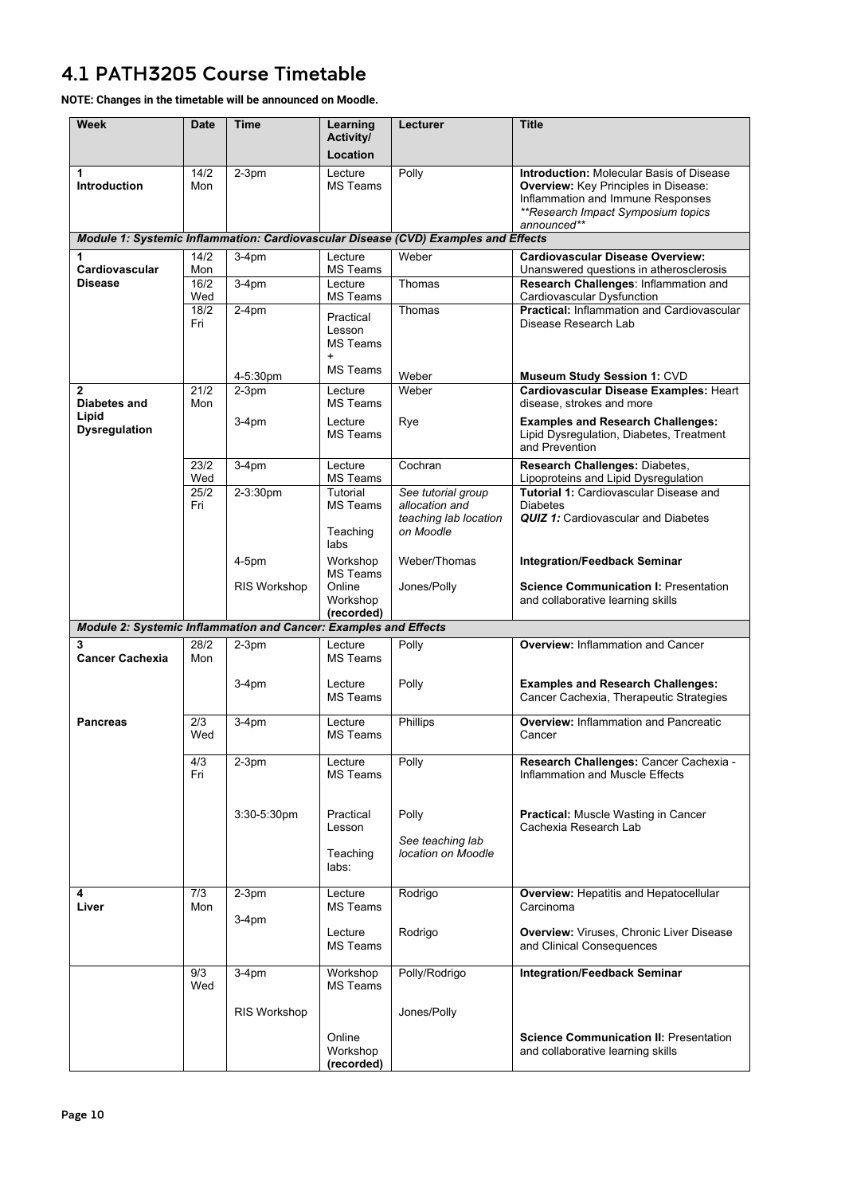## 4.1 PATH3205 Course Timetable

**NOTE: Changes in the timetable will be announced on Moodle.**

| Week | Date | Time | Learning Activity/ Location | Lecturer | Title |
|---|---|---|---|---|---|
| **1 Introduction** | 14/2 Mon | 2-3pm | Lecture MS Teams | Polly | **Introduction:** Molecular Basis of Disease **Overview:** Key Principles in Disease: Inflammation and Immune Responses *\*\*Research Impact Symposium topics announced\*\** |
| ***Module 1: Systemic Inflammation: Cardiovascular Disease (CVD) Examples and Effects*** | | | | | |
| **1 Cardiovascular Disease** | 14/2 Mon | 3-4pm | Lecture MS Teams | Weber | **Cardiovascular Disease Overview:** Unanswered questions in atherosclerosis |
| | 16/2 Wed | 3-4pm | Lecture MS Teams | Thomas | **Research Challenges**: Inflammation and Cardiovascular Dysfunction |
| | 18/2 Fri | 2-4pm | Practical Lesson MS Teams + | Thomas | **Practical:** Inflammation and Cardiovascular Disease Research Lab |
| | | 4-5:30pm | MS Teams | Weber | **Museum Study Session 1:** CVD |
| **2 Diabetes and Lipid Dysregulation** | 21/2 Mon | 2-3pm | Lecture MS Teams | Weber | **Cardiovascular Disease Examples:** Heart disease, strokes and more |
| | | 3-4pm | Lecture MS Teams | Rye | **Examples and Research Challenges:** Lipid Dysregulation, Diabetes, Treatment and Prevention |
| | 23/2 Wed | 3-4pm | Lecture MS Teams | Cochran | **Research Challenges:** Diabetes, Lipoproteins and Lipid Dysregulation |
| | 25/2 Fri | 2-3:30pm | Tutorial MS Teams Teaching labs | *See tutorial group allocation and teaching lab location on Moodle* | **Tutorial 1:** Cardiovascular Disease and Diabetes ***QUIZ 1:*** Cardiovascular and Diabetes |
| | | 4-5pm | Workshop MS Teams | Weber/Thomas | **Integration/Feedback Seminar** |
| | | RIS Workshop | Online Workshop **(recorded)** | Jones/Polly | **Science Communication I:** Presentation and collaborative learning skills |
| ***Module 2: Systemic Inflammation and Cancer: Examples and Effects*** | | | | | |
| **3 Cancer Cachexia** | 28/2 Mon | 2-3pm | Lecture MS Teams | Polly | **Overview:** Inflammation and Cancer |
| | | 3-4pm | Lecture MS Teams | Polly | **Examples and Research Challenges:** Cancer Cachexia, Therapeutic Strategies |
| **Pancreas** | 2/3 Wed | 3-4pm | Lecture MS Teams | Phillips | **Overview:** Inflammation and Pancreatic Cancer |
| | 4/3 Fri | 2-3pm | Lecture MS Teams | Polly | **Research Challenges:** Cancer Cachexia - Inflammation and Muscle Effects |
| | | 3:30-5:30pm | Practical Lesson Teaching labs: | Polly *See teaching lab location on Moodle* | **Practical:** Muscle Wasting in Cancer Cachexia Research Lab |
| **4 Liver** | 7/3 Mon | 2-3pm | Lecture MS Teams | Rodrigo | **Overview:** Hepatitis and Hepatocellular Carcinoma |
| | | 3-4pm | Lecture MS Teams | Rodrigo | **Overview:** Viruses, Chronic Liver Disease and Clinical Consequences |
| | 9/3 Wed | 3-4pm | Workshop MS Teams | Polly/Rodrigo | **Integration/Feedback Seminar** |
| | | RIS Workshop | Online Workshop **(recorded)** | Jones/Polly | **Science Communication II:** Presentation and collaborative learning skills |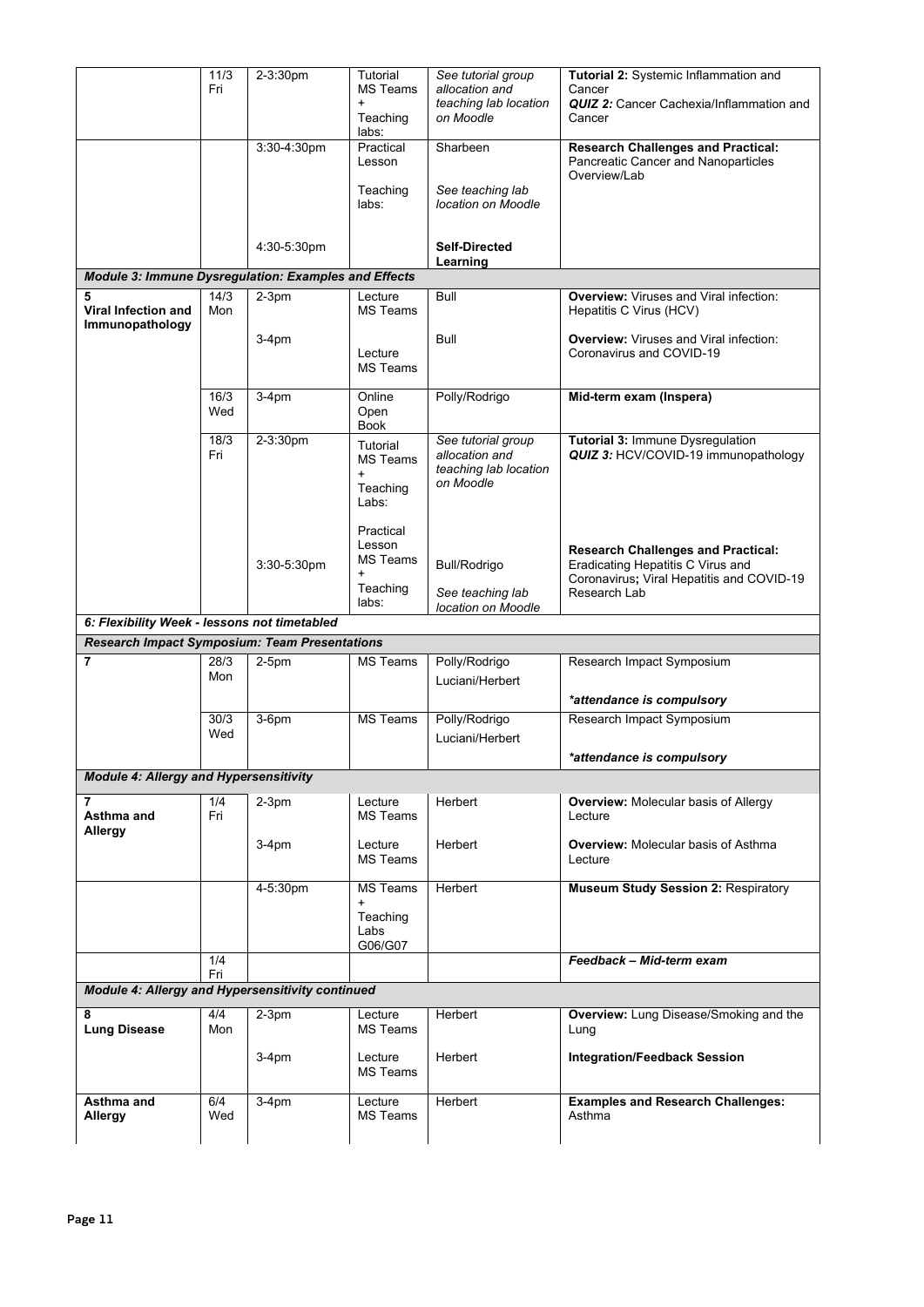|  |  |  |  |  |  |
|---|---|---|---|---|---|
|  | 11/3 Fri | 2-3:30pm | Tutorial MS Teams + Teaching labs: | *See tutorial group allocation and teaching lab location on Moodle* | **Tutorial 2:** Systemic Inflammation and Cancer *QUIZ 2:* Cancer Cachexia/Inflammation and Cancer |
|  |  | 3:30-4:30pm | Practical Lesson Teaching labs: | Sharbeen *See teaching lab location on Moodle* | **Research Challenges and Practical:** Pancreatic Cancer and Nanoparticles Overview/Lab |
|  |  | 4:30-5:30pm |  | **Self-Directed Learning** |  |
| ***Module 3: Immune Dysregulation: Examples and Effects*** |  |  |  |  |  |
| **5 Viral Infection and Immunopathology** | 14/3 Mon | 2-3pm | Lecture MS Teams | Bull | **Overview:** Viruses and Viral infection: Hepatitis C Virus (HCV) |
|  |  | 3-4pm | Lecture MS Teams | Bull | **Overview:** Viruses and Viral infection: Coronavirus and COVID-19 |
|  | 16/3 Wed | 3-4pm | Online Open Book | Polly/Rodrigo | **Mid-term exam (Inspera)** |
|  | 18/3 Fri | 2-3:30pm | Tutorial MS Teams + Teaching Labs: | *See tutorial group allocation and teaching lab location on Moodle* | **Tutorial 3:** Immune Dysregulation *QUIZ 3:* HCV/COVID-19 immunopathology |
|  |  | 3:30-5:30pm | Practical Lesson MS Teams + Teaching labs: | Bull/Rodrigo *See teaching lab location on Moodle* | **Research Challenges and Practical:** Eradicating Hepatitis C Virus and Coronavirus**;** Viral Hepatitis and COVID-19 Research Lab |
| ***6: Flexibility Week - lessons not timetabled*** |  |  |  |  |  |
| ***Research Impact Symposium: Team Presentations*** |  |  |  |  |  |
| **7** | 28/3 Mon | 2-5pm | MS Teams | Polly/Rodrigo Luciani/Herbert | Research Impact Symposium *\*attendance is compulsory* |
|  | 30/3 Wed | 3-6pm | MS Teams | Polly/Rodrigo Luciani/Herbert | Research Impact Symposium *\*attendance is compulsory* |
| ***Module 4: Allergy and Hypersensitivity*** |  |  |  |  |  |
| **7 Asthma and Allergy** | 1/4 Fri | 2-3pm | Lecture MS Teams | Herbert | **Overview:** Molecular basis of Allergy Lecture |
|  |  | 3-4pm | Lecture MS Teams | Herbert | **Overview:** Molecular basis of Asthma Lecture |
|  |  | 4-5:30pm | MS Teams + Teaching Labs G06/G07 | Herbert | **Museum Study Session 2:** Respiratory |
|  | 1/4 Fri |  |  |  | ***Feedback – Mid-term exam*** |
| ***Module 4: Allergy and Hypersensitivity continued*** |  |  |  |  |  |
| **8 Lung Disease** | 4/4 Mon | 2-3pm | Lecture MS Teams | Herbert | **Overview:** Lung Disease/Smoking and the Lung |
|  |  | 3-4pm | Lecture MS Teams | Herbert | **Integration/Feedback Session** |
| **Asthma and Allergy** | 6/4 Wed | 3-4pm | Lecture MS Teams | Herbert | **Examples and Research Challenges:** Asthma |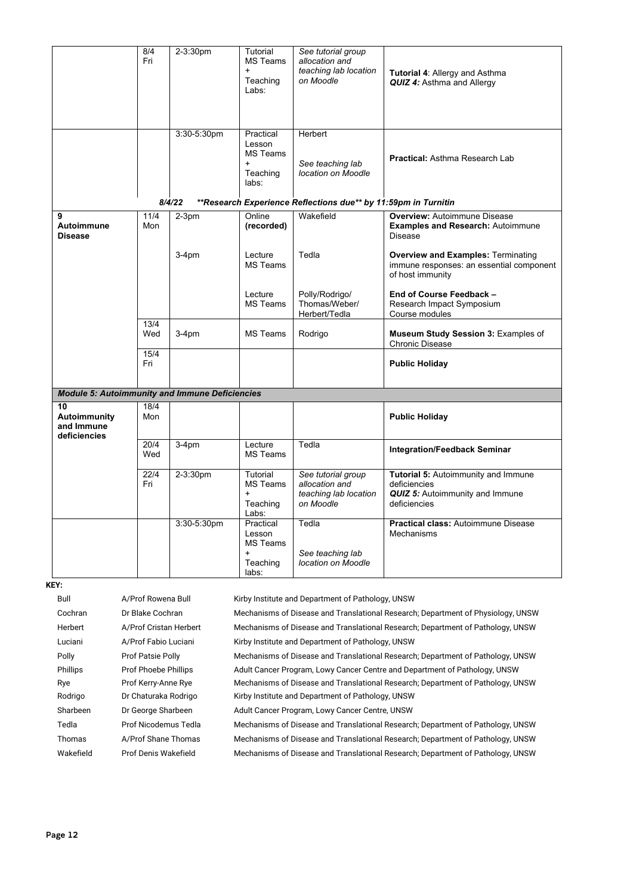| Week | Date | Time | Format | Presenter | Topic |
|---|---|---|---|---|---|
| | 8/4 Fri | 2-3:30pm | Tutorial MS Teams + Teaching Labs: | *See tutorial group allocation and teaching lab location on Moodle* | **Tutorial 4**: Allergy and Asthma ***QUIZ 4:*** Asthma and Allergy |
| | | 3:30-5:30pm | Practical Lesson MS Teams + Teaching labs: | Herbert *See teaching lab location on Moodle* | **Practical:** Asthma Research Lab |
| | ***8/4/22*** | | ***\*\*Research Experience Reflections due\*\* by 11:59pm in Turnitin*** | | |
| **9 Autoimmune Disease** | 11/4 Mon | 2-3pm | Online **(recorded)** | Wakefield | **Overview:** Autoimmune Disease **Examples and Research:** Autoimmune Disease |
| | | 3-4pm | Lecture MS Teams | Tedla | **Overview and Examples:** Terminating immune responses: an essential component of host immunity |
| | | | Lecture MS Teams | Polly/Rodrigo/ Thomas/Weber/ Herbert/Tedla | **End of Course Feedback –** Research Impact Symposium Course modules |
| | 13/4 Wed | 3-4pm | MS Teams | Rodrigo | **Museum Study Session 3:** Examples of Chronic Disease |
| | 15/4 Fri | | | | **Public Holiday** |
| ***Module 5: Autoimmunity and Immune Deficiencies*** | | | | | |
| **10 Autoimmunity and Immune deficiencies** | 18/4 Mon | | | | **Public Holiday** |
| | 20/4 Wed | 3-4pm | Lecture MS Teams | Tedla | **Integration/Feedback Seminar** |
| | 22/4 Fri | 2-3:30pm | Tutorial MS Teams + Teaching Labs: | *See tutorial group allocation and teaching lab location on Moodle* | **Tutorial 5:** Autoimmunity and Immune deficiencies ***QUIZ 5:*** Autoimmunity and Immune deficiencies |
| | | 3:30-5:30pm | Practical Lesson MS Teams + Teaching labs: | Tedla *See teaching lab location on Moodle* | **Practical class:** Autoimmune Disease Mechanisms |

**KEY:**

| | | |
|---|---|---|
| Bull | A/Prof Rowena Bull | Kirby Institute and Department of Pathology, UNSW |
| Cochran | Dr Blake Cochran | Mechanisms of Disease and Translational Research; Department of Physiology, UNSW |
| Herbert | A/Prof Cristan Herbert | Mechanisms of Disease and Translational Research; Department of Pathology, UNSW |
| Luciani | A/Prof Fabio Luciani | Kirby Institute and Department of Pathology, UNSW |
| Polly | Prof Patsie Polly | Mechanisms of Disease and Translational Research; Department of Pathology, UNSW |
| Phillips | Prof Phoebe Phillips | Adult Cancer Program, Lowy Cancer Centre and Department of Pathology, UNSW |
| Rye | Prof Kerry-Anne Rye | Mechanisms of Disease and Translational Research; Department of Pathology, UNSW |
| Rodrigo | Dr Chaturaka Rodrigo | Kirby Institute and Department of Pathology, UNSW |
| Sharbeen | Dr George Sharbeen | Adult Cancer Program, Lowy Cancer Centre, UNSW |
| Tedla | Prof Nicodemus Tedla | Mechanisms of Disease and Translational Research; Department of Pathology, UNSW |
| Thomas | A/Prof Shane Thomas | Mechanisms of Disease and Translational Research; Department of Pathology, UNSW |
| Wakefield | Prof Denis Wakefield | Mechanisms of Disease and Translational Research; Department of Pathology, UNSW |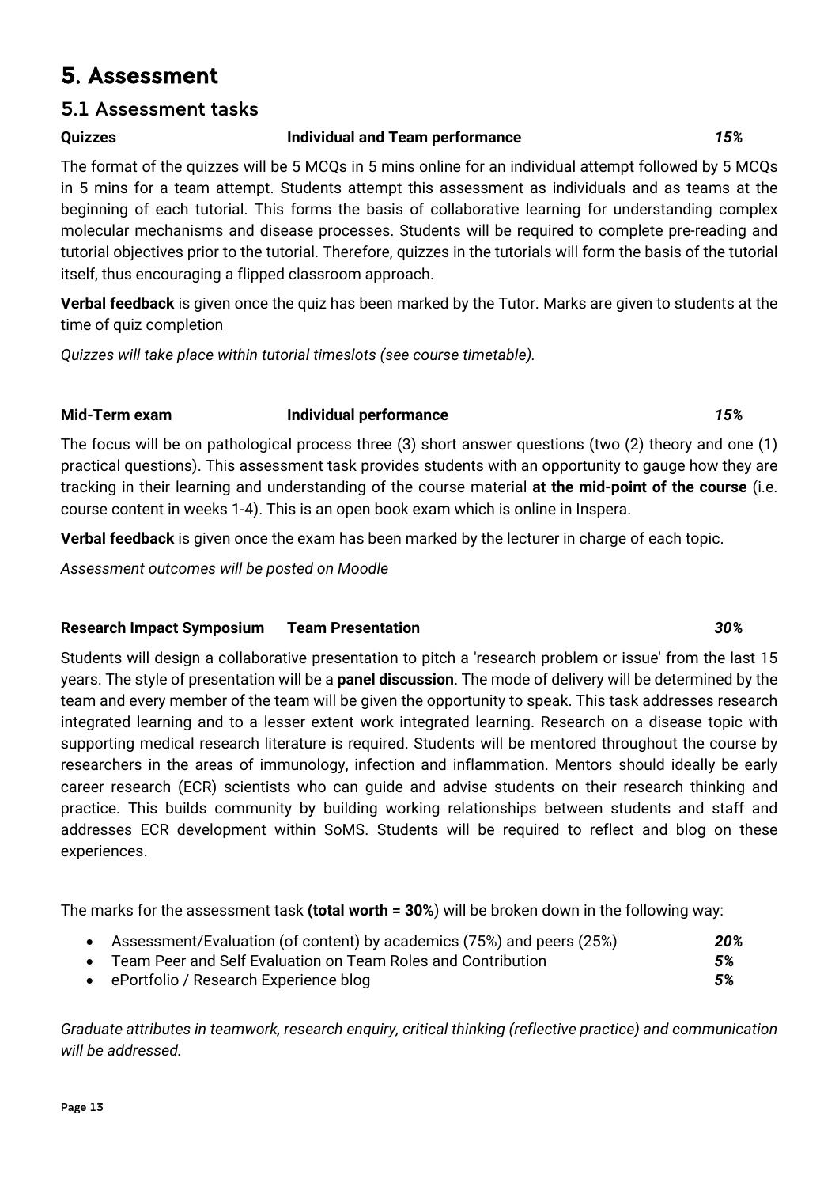# 5. Assessment

## 5.1 Assessment tasks

**Quizzes** **Individual and Team performance** ***15%***

The format of the quizzes will be 5 MCQs in 5 mins online for an individual attempt followed by 5 MCQs in 5 mins for a team attempt. Students attempt this assessment as individuals and as teams at the beginning of each tutorial. This forms the basis of collaborative learning for understanding complex molecular mechanisms and disease processes. Students will be required to complete pre-reading and tutorial objectives prior to the tutorial. Therefore, quizzes in the tutorials will form the basis of the tutorial itself, thus encouraging a flipped classroom approach.

**Verbal feedback** is given once the quiz has been marked by the Tutor. Marks are given to students at the time of quiz completion

*Quizzes will take place within tutorial timeslots (see course timetable).*

**Mid-Term exam** **Individual performance** ***15%***

The focus will be on pathological process three (3) short answer questions (two (2) theory and one (1) practical questions). This assessment task provides students with an opportunity to gauge how they are tracking in their learning and understanding of the course material **at the mid-point of the course** (i.e. course content in weeks 1-4). This is an open book exam which is online in Inspera.

**Verbal feedback** is given once the exam has been marked by the lecturer in charge of each topic.

*Assessment outcomes will be posted on Moodle*

**Research Impact Symposium** **Team Presentation** ***30%***

Students will design a collaborative presentation to pitch a 'research problem or issue' from the last 15 years. The style of presentation will be a **panel discussion**. The mode of delivery will be determined by the team and every member of the team will be given the opportunity to speak. This task addresses research integrated learning and to a lesser extent work integrated learning. Research on a disease topic with supporting medical research literature is required. Students will be mentored throughout the course by researchers in the areas of immunology, infection and inflammation. Mentors should ideally be early career research (ECR) scientists who can guide and advise students on their research thinking and practice. This builds community by building working relationships between students and staff and addresses ECR development within SoMS. Students will be required to reflect and blog on these experiences.

The marks for the assessment task **(total worth = 30%**) will be broken down in the following way:

- Assessment/Evaluation (of content) by academics (75%) and peers (25%) ***20%***
- Team Peer and Self Evaluation on Team Roles and Contribution ***5%***
- ePortfolio / Research Experience blog ***5%***

*Graduate attributes in teamwork, research enquiry, critical thinking (reflective practice) and communication will be addressed.*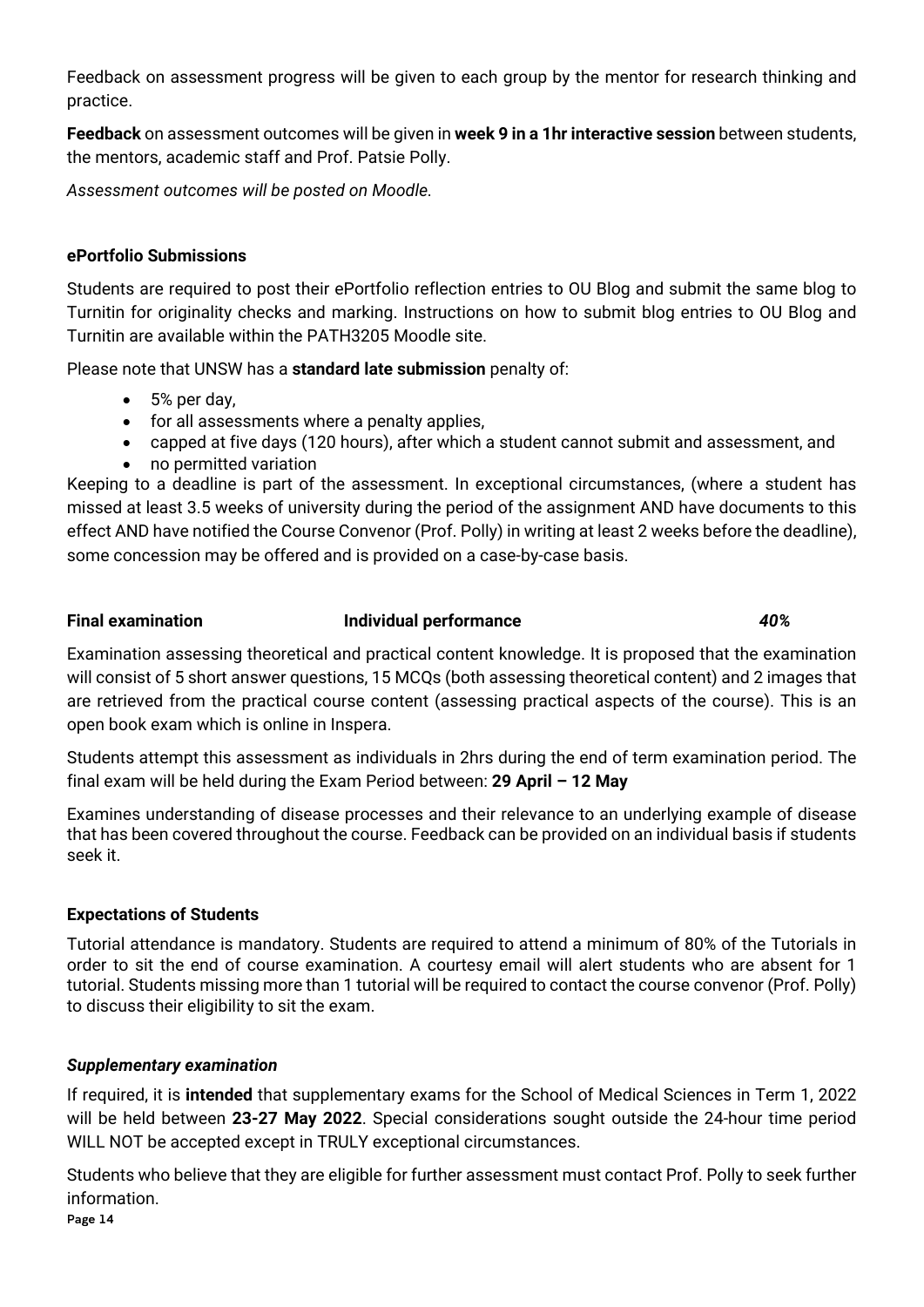Feedback on assessment progress will be given to each group by the mentor for research thinking and practice.

**Feedback** on assessment outcomes will be given in **week 9 in a 1hr interactive session** between students, the mentors, academic staff and Prof. Patsie Polly.

*Assessment outcomes will be posted on Moodle.*

**ePortfolio Submissions**

Students are required to post their ePortfolio reflection entries to OU Blog and submit the same blog to Turnitin for originality checks and marking. Instructions on how to submit blog entries to OU Blog and Turnitin are available within the PATH3205 Moodle site.

Please note that UNSW has a **standard late submission** penalty of:

- 5% per day,
- for all assessments where a penalty applies,
- capped at five days (120 hours), after which a student cannot submit and assessment, and
- no permitted variation

Keeping to a deadline is part of the assessment. In exceptional circumstances, (where a student has missed at least 3.5 weeks of university during the period of the assignment AND have documents to this effect AND have notified the Course Convenor (Prof. Polly) in writing at least 2 weeks before the deadline), some concession may be offered and is provided on a case-by-case basis.

**Final examination** **Individual performance** ***40%***

Examination assessing theoretical and practical content knowledge. It is proposed that the examination will consist of 5 short answer questions, 15 MCQs (both assessing theoretical content) and 2 images that are retrieved from the practical course content (assessing practical aspects of the course). This is an open book exam which is online in Inspera.

Students attempt this assessment as individuals in 2hrs during the end of term examination period. The final exam will be held during the Exam Period between: **29 April – 12 May**

Examines understanding of disease processes and their relevance to an underlying example of disease that has been covered throughout the course. Feedback can be provided on an individual basis if students seek it.

**Expectations of Students**

Tutorial attendance is mandatory. Students are required to attend a minimum of 80% of the Tutorials in order to sit the end of course examination. A courtesy email will alert students who are absent for 1 tutorial. Students missing more than 1 tutorial will be required to contact the course convenor (Prof. Polly) to discuss their eligibility to sit the exam.

***Supplementary examination***

If required, it is **intended** that supplementary exams for the School of Medical Sciences in Term 1, 2022 will be held between **23-27 May 2022**. Special considerations sought outside the 24-hour time period WILL NOT be accepted except in TRULY exceptional circumstances.

Students who believe that they are eligible for further assessment must contact Prof. Polly to seek further information.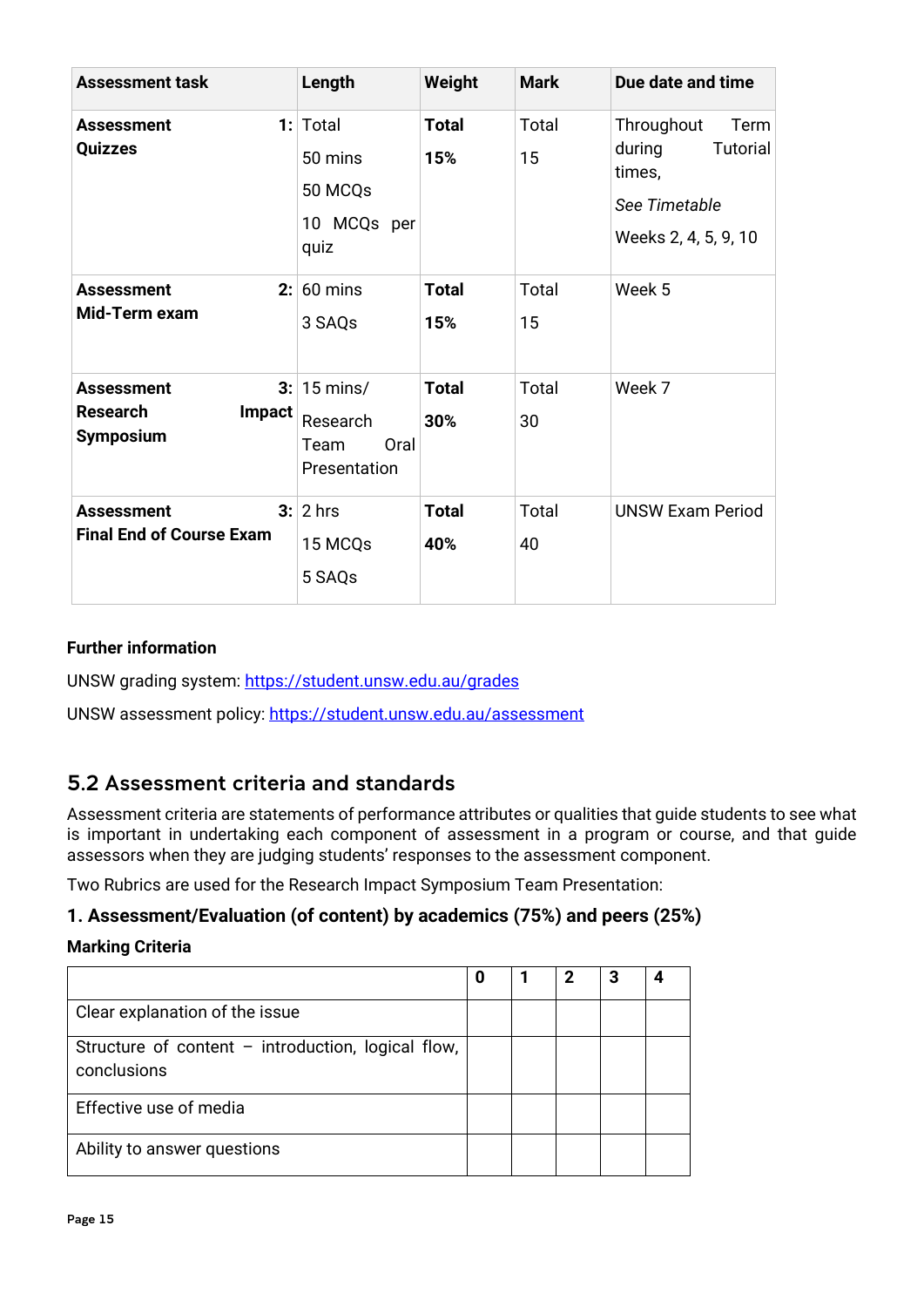| Assessment task | Length | Weight | Mark | Due date and time |
|---|---|---|---|---|
| **Assessment 1: Quizzes** | Total 50 mins 50 MCQs 10 MCQs per quiz | **Total 15%** | Total 15 | Throughout Term during Tutorial times, *See Timetable* Weeks 2, 4, 5, 9, 10 |
| **Assessment 2: Mid-Term exam** | 60 mins 3 SAQs | **Total 15%** | Total 15 | Week 5 |
| **Assessment 3: Research Impact Symposium** | 15 mins/ Research Team Oral Presentation | **Total 30%** | Total 30 | Week 7 |
| **Assessment 3: Final End of Course Exam** | 2 hrs 15 MCQs 5 SAQs | **Total 40%** | Total 40 | UNSW Exam Period |

**Further information**

UNSW grading system: https://student.unsw.edu.au/grades

UNSW assessment policy: https://student.unsw.edu.au/assessment

## 5.2 Assessment criteria and standards

Assessment criteria are statements of performance attributes or qualities that guide students to see what is important in undertaking each component of assessment in a program or course, and that guide assessors when they are judging students' responses to the assessment component.

Two Rubrics are used for the Research Impact Symposium Team Presentation:

### 1. Assessment/Evaluation (of content) by academics (75%) and peers (25%)

**Marking Criteria**

| | 0 | 1 | 2 | 3 | 4 |
|---|---|---|---|---|---|
| Clear explanation of the issue | | | | | |
| Structure of content – introduction, logical flow, conclusions | | | | | |
| Effective use of media | | | | | |
| Ability to answer questions | | | | | |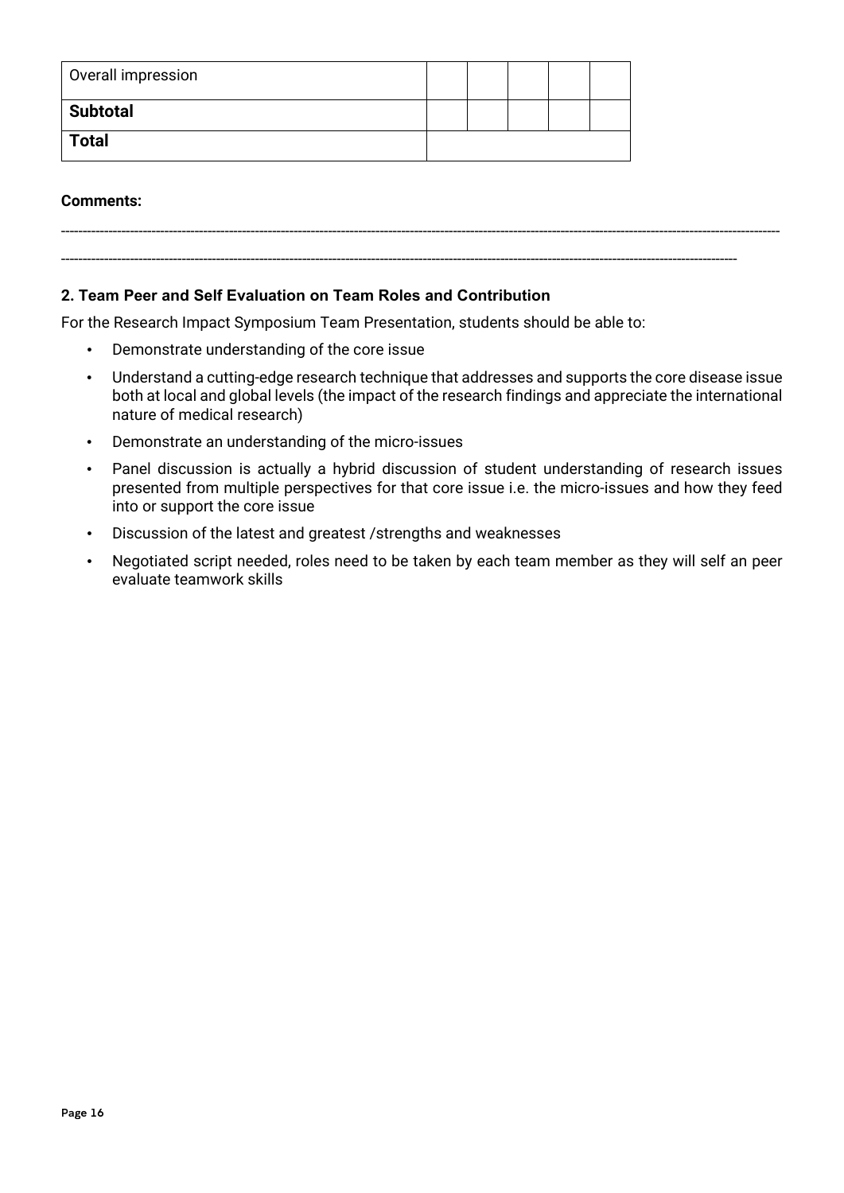| Overall impression | | | | | |
|---|---|---|---|---|---|
| **Subtotal** | | | | | |
| **Total** | | | | | |

**Comments:**

-----------------------------------------------------------------------------------------------------------------------------------------------------------

-----------------------------------------------------------------------------------------------------------------------------------------------------

**2. Team Peer and Self Evaluation on Team Roles and Contribution**

For the Research Impact Symposium Team Presentation, students should be able to:

- Demonstrate understanding of the core issue
- Understand a cutting-edge research technique that addresses and supports the core disease issue both at local and global levels (the impact of the research findings and appreciate the international nature of medical research)
- Demonstrate an understanding of the micro-issues
- Panel discussion is actually a hybrid discussion of student understanding of research issues presented from multiple perspectives for that core issue i.e. the micro-issues and how they feed into or support the core issue
- Discussion of the latest and greatest /strengths and weaknesses
- Negotiated script needed, roles need to be taken by each team member as they will self an peer evaluate teamwork skills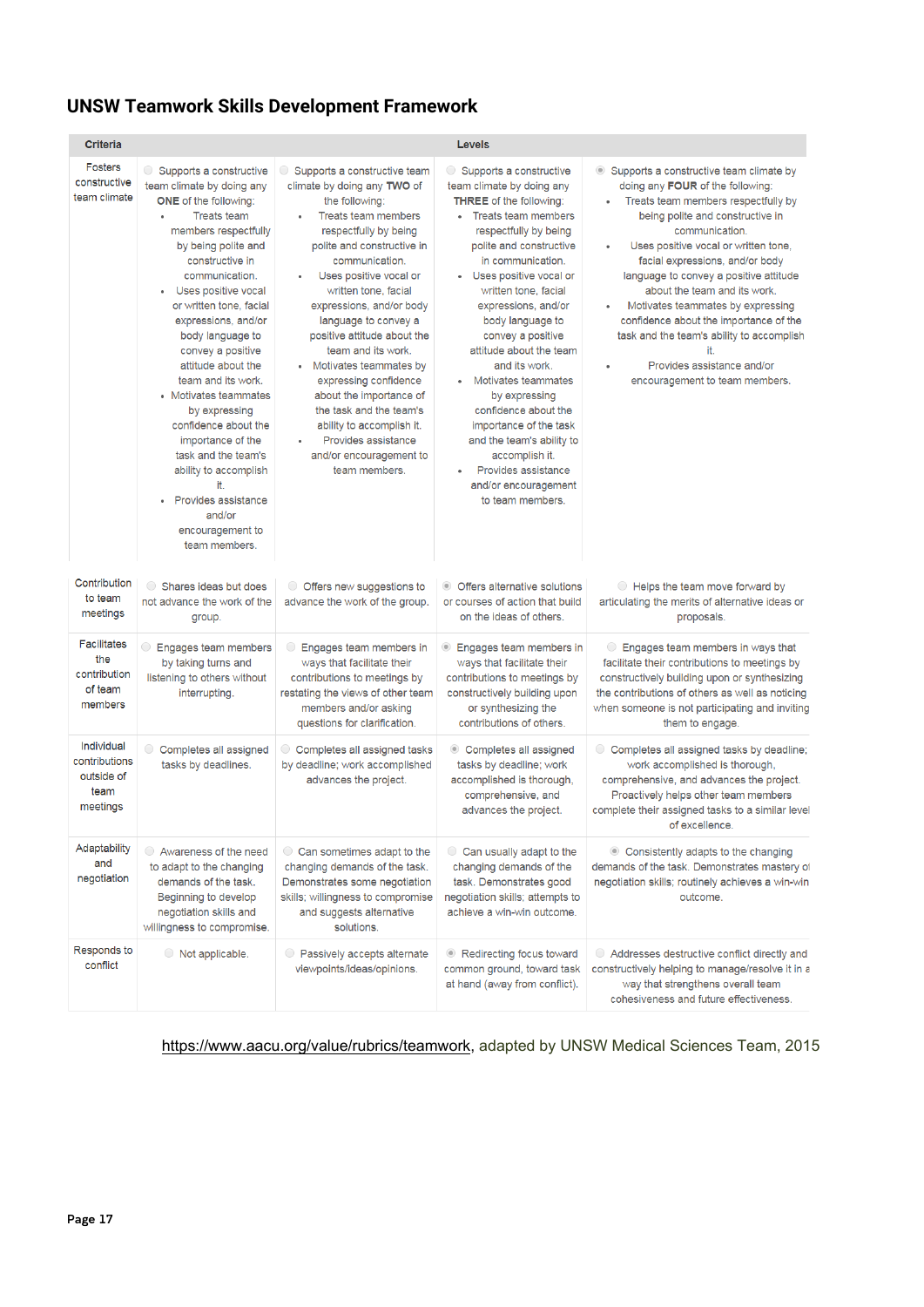## UNSW Teamwork Skills Development Framework

| Criteria | Levels | | | |
|---|---|---|---|---|
| Fosters constructive team climate | Supports a constructive team climate by doing any **ONE** of the following: • Treats team members respectfully by being polite and constructive in communication. • Uses positive vocal or written tone, facial expressions, and/or body language to convey a positive attitude about the team and its work. • Motivates teammates by expressing confidence about the importance of the task and the team's ability to accomplish it. • Provides assistance and/or encouragement to team members. | Supports a constructive team climate by doing any **TWO** of the following: • Treats team members respectfully by being polite and constructive in communication. • Uses positive vocal or written tone, facial expressions, and/or body language to convey a positive attitude about the team and its work. • Motivates teammates by expressing confidence about the importance of the task and the team's ability to accomplish it. • Provides assistance and/or encouragement to team members. | Supports a constructive team climate by doing any **THREE** of the following: • Treats team members respectfully by being polite and constructive in communication. • Uses positive vocal or written tone, facial expressions, and/or body language to convey a positive attitude about the team and its work. • Motivates teammates by expressing confidence about the importance of the task and the team's ability to accomplish it. • Provides assistance and/or encouragement to team members. | Supports a constructive team climate by doing any **FOUR** of the following: • Treats team members respectfully by being polite and constructive in communication. • Uses positive vocal or written tone, facial expressions, and/or body language to convey a positive attitude about the team and its work. • Motivates teammates by expressing confidence about the importance of the task and the team's ability to accomplish it. • Provides assistance and/or encouragement to team members. |
| Contribution to team meetings | Shares ideas but does not advance the work of the group. | Offers new suggestions to advance the work of the group. | Offers alternative solutions or courses of action that build on the ideas of others. | Helps the team move forward by articulating the merits of alternative ideas or proposals. |
| Facilitates the contribution of team members | Engages team members by taking turns and listening to others without interrupting. | Engages team members in ways that facilitate their contributions to meetings by restating the views of other team members and/or asking questions for clarification. | Engages team members in ways that facilitate their contributions to meetings by constructively building upon or synthesizing the contributions of others. | Engages team members in ways that facilitate their contributions to meetings by constructively building upon or synthesizing the contributions of others as well as noticing when someone is not participating and inviting them to engage. |
| Individual contributions outside of team meetings | Completes all assigned tasks by deadlines. | Completes all assigned tasks by deadline; work accomplished advances the project. | Completes all assigned tasks by deadline; work accomplished is thorough, comprehensive, and advances the project. | Completes all assigned tasks by deadline; work accomplished is thorough, comprehensive, and advances the project. Proactively helps other team members complete their assigned tasks to a similar level of excellence. |
| Adaptability and negotiation | Awareness of the need to adapt to the changing demands of the task. Beginning to develop negotiation skills and willingness to compromise. | Can sometimes adapt to the changing demands of the task. Demonstrates some negotiation skills; willingness to compromise and suggests alternative solutions. | Can usually adapt to the changing demands of the task. Demonstrates good negotiation skills; attempts to achieve a win-win outcome. | Consistently adapts to the changing demands of the task. Demonstrates mastery of negotiation skills; routinely achieves a win-win outcome. |
| Responds to conflict | Not applicable. | Passively accepts alternate viewpoints/ideas/opinions. | Redirecting focus toward common ground, toward task at hand (away from conflict). | Addresses destructive conflict directly and constructively helping to manage/resolve it in a way that strengthens overall team cohesiveness and future effectiveness. |

https://www.aacu.org/value/rubrics/teamwork, adapted by UNSW Medical Sciences Team, 2015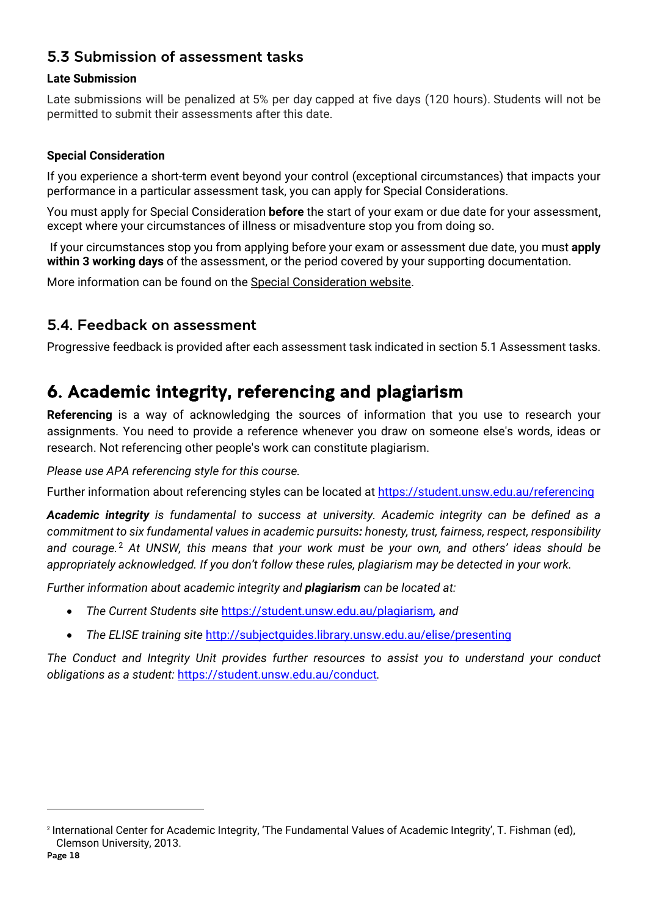### 5.3 Submission of assessment tasks

**Late Submission**

Late submissions will be penalized at 5% per day capped at five days (120 hours). Students will not be permitted to submit their assessments after this date.

**Special Consideration**

If you experience a short-term event beyond your control (exceptional circumstances) that impacts your performance in a particular assessment task, you can apply for Special Considerations.

You must apply for Special Consideration **before** the start of your exam or due date for your assessment, except where your circumstances of illness or misadventure stop you from doing so.

If your circumstances stop you from applying before your exam or assessment due date, you must **apply within 3 working days** of the assessment, or the period covered by your supporting documentation.

More information can be found on the Special Consideration website.

### 5.4. Feedback on assessment

Progressive feedback is provided after each assessment task indicated in section 5.1 Assessment tasks.

## 6. Academic integrity, referencing and plagiarism

**Referencing** is a way of acknowledging the sources of information that you use to research your assignments. You need to provide a reference whenever you draw on someone else's words, ideas or research. Not referencing other people's work can constitute plagiarism.

*Please use APA referencing style for this course.*

Further information about referencing styles can be located at https://student.unsw.edu.au/referencing

***Academic integrity** is fundamental to success at university. Academic integrity can be defined as a commitment to six fundamental values in academic pursuits: honesty, trust, fairness, respect, responsibility and courage.*[2] *At UNSW, this means that your work must be your own, and others' ideas should be appropriately acknowledged. If you don't follow these rules, plagiarism may be detected in your work.*

*Further information about academic integrity and **plagiarism** can be located at:*

- *The Current Students site* https://student.unsw.edu.au/plagiarism*, and*
- *The ELISE training site* http://subjectguides.library.unsw.edu.au/elise/presenting

*The Conduct and Integrity Unit provides further resources to assist you to understand your conduct obligations as a student:* https://student.unsw.edu.au/conduct*.*

---

[2] International Center for Academic Integrity, 'The Fundamental Values of Academic Integrity', T. Fishman (ed), Clemson University, 2013.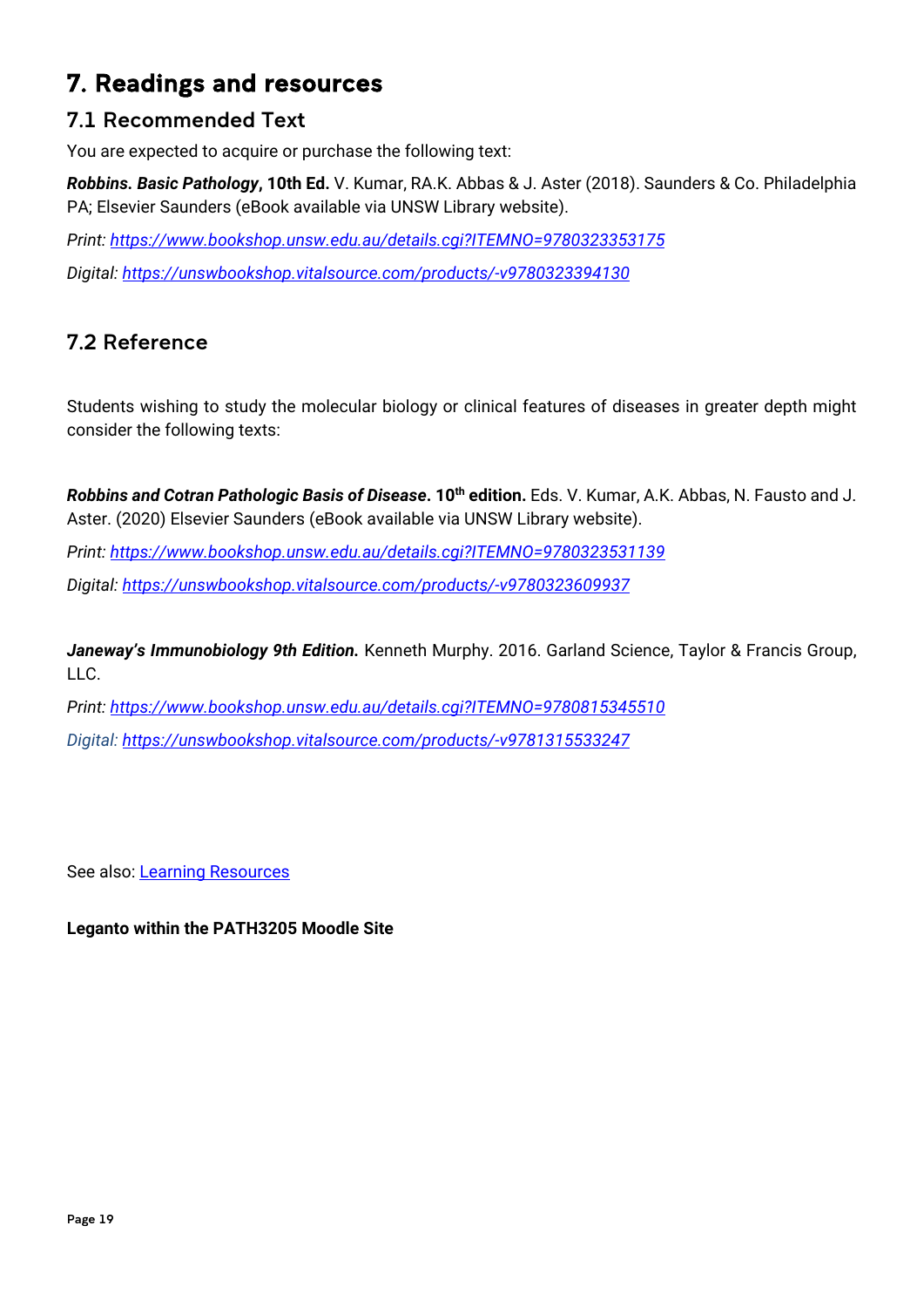# 7. Readings and resources

## 7.1 Recommended Text

You are expected to acquire or purchase the following text:

***Robbins. Basic Pathology*, 10th Ed.** V. Kumar, RA.K. Abbas & J. Aster (2018). Saunders & Co. Philadelphia PA; Elsevier Saunders (eBook available via UNSW Library website).

*Print: https://www.bookshop.unsw.edu.au/details.cgi?ITEMNO=9780323353175*

*Digital: https://unswbookshop.vitalsource.com/products/-v9780323394130*

## 7.2 Reference

Students wishing to study the molecular biology or clinical features of diseases in greater depth might consider the following texts:

***Robbins and Cotran Pathologic Basis of Disease*. 10th edition.** Eds. V. Kumar, A.K. Abbas, N. Fausto and J. Aster. (2020) Elsevier Saunders (eBook available via UNSW Library website).

*Print: https://www.bookshop.unsw.edu.au/details.cgi?ITEMNO=9780323531139*

*Digital: https://unswbookshop.vitalsource.com/products/-v9780323609937*

***Janeway's Immunobiology 9th Edition.*** Kenneth Murphy. 2016. Garland Science, Taylor & Francis Group, LLC.

*Print: https://www.bookshop.unsw.edu.au/details.cgi?ITEMNO=9780815345510*

*Digital: https://unswbookshop.vitalsource.com/products/-v9781315533247*

See also: Learning Resources

**Leganto within the PATH3205 Moodle Site**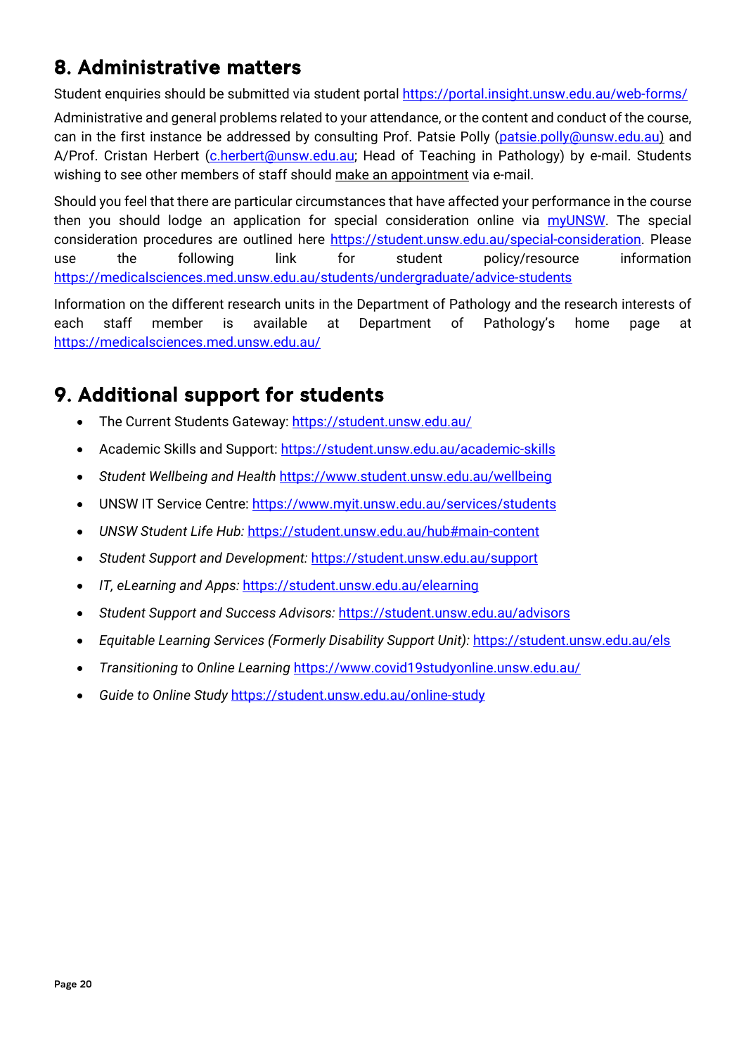## 8. Administrative matters

Student enquiries should be submitted via student portal https://portal.insight.unsw.edu.au/web-forms/

Administrative and general problems related to your attendance, or the content and conduct of the course, can in the first instance be addressed by consulting Prof. Patsie Polly (patsie.polly@unsw.edu.au) and A/Prof. Cristan Herbert (c.herbert@unsw.edu.au; Head of Teaching in Pathology) by e-mail. Students wishing to see other members of staff should make an appointment via e-mail.

Should you feel that there are particular circumstances that have affected your performance in the course then you should lodge an application for special consideration online via myUNSW. The special consideration procedures are outlined here https://student.unsw.edu.au/special-consideration. Please use the following link for student policy/resource information https://medicalsciences.med.unsw.edu.au/students/undergraduate/advice-students

Information on the different research units in the Department of Pathology and the research interests of each staff member is available at Department of Pathology's home page at https://medicalsciences.med.unsw.edu.au/

## 9. Additional support for students

- The Current Students Gateway: https://student.unsw.edu.au/
- Academic Skills and Support: https://student.unsw.edu.au/academic-skills
- *Student Wellbeing and Health* https://www.student.unsw.edu.au/wellbeing
- UNSW IT Service Centre: https://www.myit.unsw.edu.au/services/students
- *UNSW Student Life Hub:* https://student.unsw.edu.au/hub#main-content
- *Student Support and Development:* https://student.unsw.edu.au/support
- *IT, eLearning and Apps:* https://student.unsw.edu.au/elearning
- *Student Support and Success Advisors:* https://student.unsw.edu.au/advisors
- *Equitable Learning Services (Formerly Disability Support Unit):* https://student.unsw.edu.au/els
- *Transitioning to Online Learning* https://www.covid19studyonline.unsw.edu.au/
- *Guide to Online Study* https://student.unsw.edu.au/online-study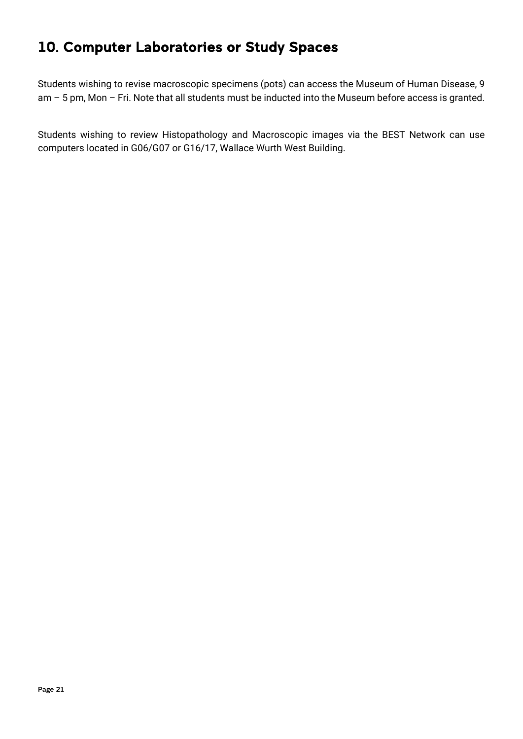# 10. Computer Laboratories or Study Spaces

Students wishing to revise macroscopic specimens (pots) can access the Museum of Human Disease, 9 am – 5 pm, Mon – Fri. Note that all students must be inducted into the Museum before access is granted.

Students wishing to review Histopathology and Macroscopic images via the BEST Network can use computers located in G06/G07 or G16/17, Wallace Wurth West Building.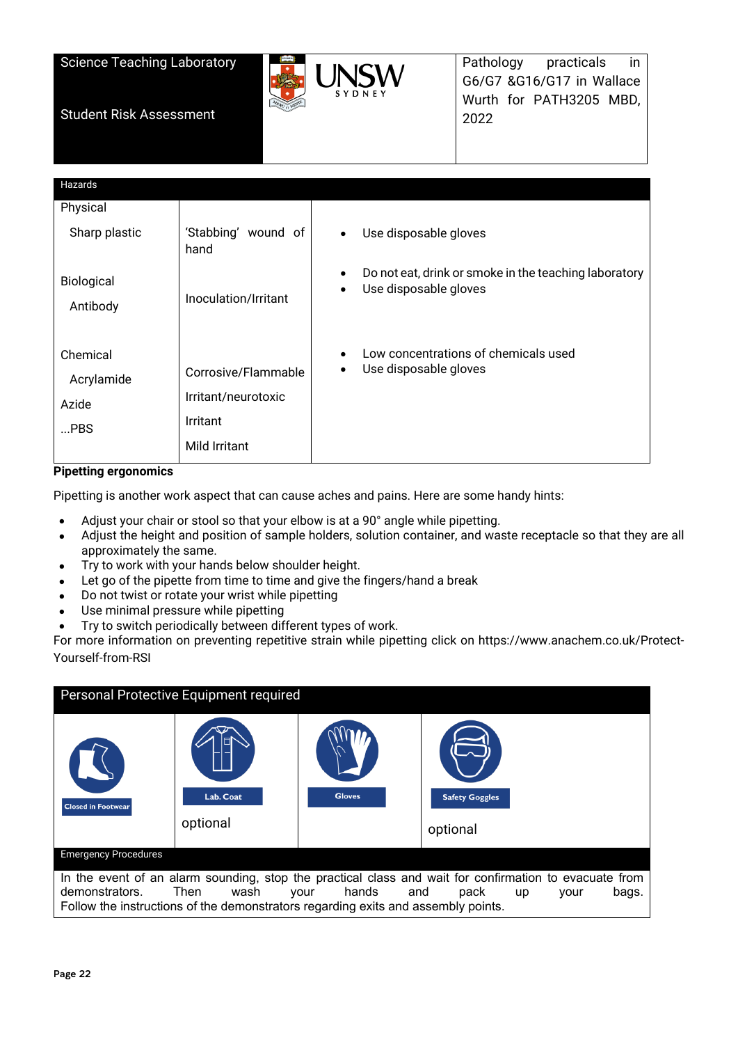| Science Teaching Laboratory<br><br>Student Risk Assessment | UNSW SYDNEY | Pathology practicals in G6/G7 &G16/G17 in Wallace Wurth for PATH3205 MBD, 2022 |
|---|---|---|

| Hazards | | |
|---|---|---|
| Physical<br>Sharp plastic | 'Stabbing' wound of hand | • Use disposable gloves |
| Biological<br>Antibody | Inoculation/Irritant | • Do not eat, drink or smoke in the teaching laboratory<br>• Use disposable gloves |
| Chemical<br>Acrylamide<br>Azide<br>...PBS | Corrosive/Flammable<br>Irritant/neurotoxic<br>Irritant<br>Mild Irritant | • Low concentrations of chemicals used<br>• Use disposable gloves |

**Pipetting ergonomics**

Pipetting is another work aspect that can cause aches and pains. Here are some handy hints:

- Adjust your chair or stool so that your elbow is at a 90° angle while pipetting.
- Adjust the height and position of sample holders, solution container, and waste receptacle so that they are all approximately the same.
- Try to work with your hands below shoulder height.
- Let go of the pipette from time to time and give the fingers/hand a break
- Do not twist or rotate your wrist while pipetting
- Use minimal pressure while pipetting
- Try to switch periodically between different types of work.

For more information on preventing repetitive strain while pipetting click on https://www.anachem.co.uk/Protect-Yourself-from-RSI

| Personal Protective Equipment required | | | |
|---|---|---|---|
| Closed in Footwear | Lab. Coat<br>optional | Gloves | Safety Goggles<br>optional |

| Emergency Procedures |
|---|
| In the event of an alarm sounding, stop the practical class and wait for confirmation to evacuate from demonstrators. Then wash your hands and pack up your bags. Follow the instructions of the demonstrators regarding exits and assembly points. |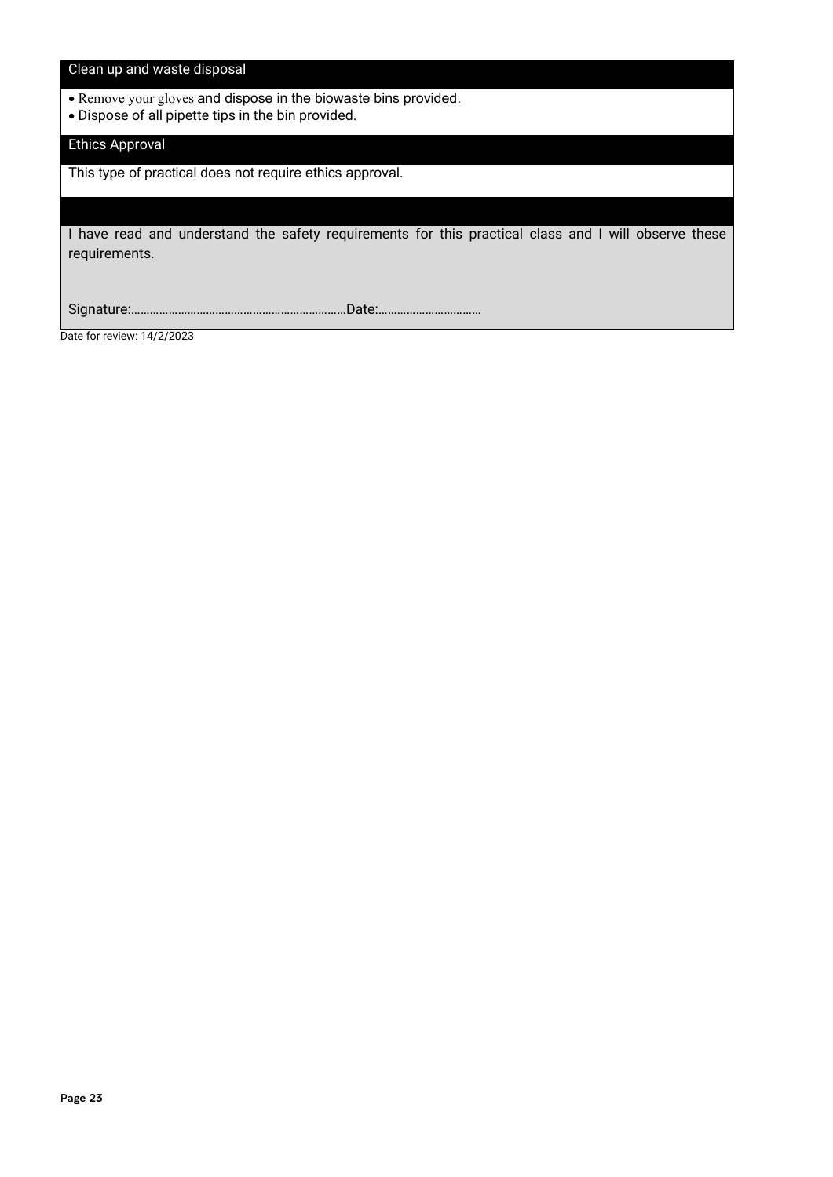## Clean up and waste disposal

- Remove your gloves and dispose in the biowaste bins provided.
- Dispose of all pipette tips in the bin provided.

## Ethics Approval

This type of practical does not require ethics approval.

I have read and understand the safety requirements for this practical class and I will observe these requirements.

Signature:……………………………………………………………Date:……………………………

Date for review: 14/2/2023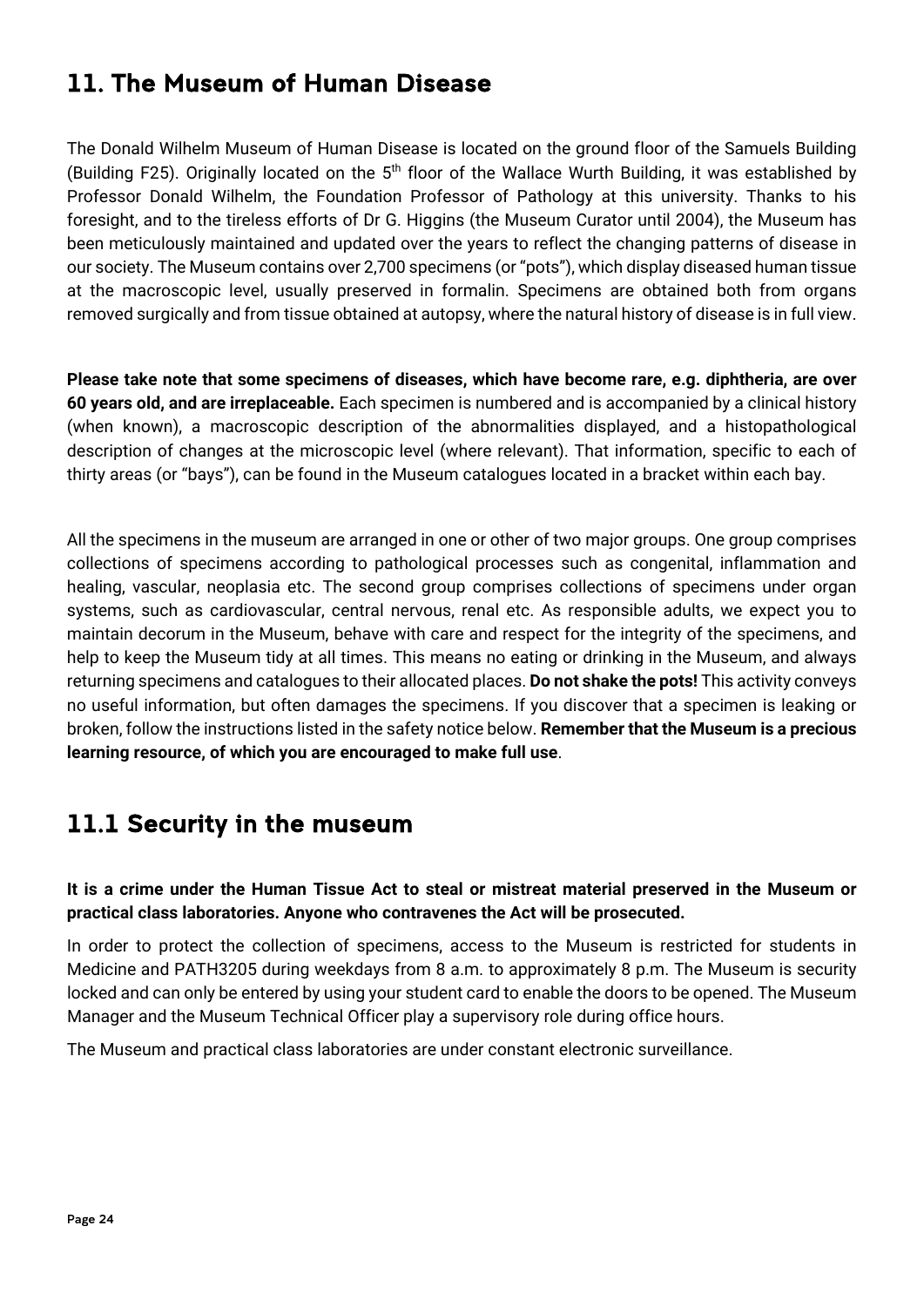## 11. The Museum of Human Disease

The Donald Wilhelm Museum of Human Disease is located on the ground floor of the Samuels Building (Building F25). Originally located on the 5th floor of the Wallace Wurth Building, it was established by Professor Donald Wilhelm, the Foundation Professor of Pathology at this university. Thanks to his foresight, and to the tireless efforts of Dr G. Higgins (the Museum Curator until 2004), the Museum has been meticulously maintained and updated over the years to reflect the changing patterns of disease in our society. The Museum contains over 2,700 specimens (or "pots"), which display diseased human tissue at the macroscopic level, usually preserved in formalin. Specimens are obtained both from organs removed surgically and from tissue obtained at autopsy, where the natural history of disease is in full view.

**Please take note that some specimens of diseases, which have become rare, e.g. diphtheria, are over 60 years old, and are irreplaceable.** Each specimen is numbered and is accompanied by a clinical history (when known), a macroscopic description of the abnormalities displayed, and a histopathological description of changes at the microscopic level (where relevant). That information, specific to each of thirty areas (or "bays"), can be found in the Museum catalogues located in a bracket within each bay.

All the specimens in the museum are arranged in one or other of two major groups. One group comprises collections of specimens according to pathological processes such as congenital, inflammation and healing, vascular, neoplasia etc. The second group comprises collections of specimens under organ systems, such as cardiovascular, central nervous, renal etc. As responsible adults, we expect you to maintain decorum in the Museum, behave with care and respect for the integrity of the specimens, and help to keep the Museum tidy at all times. This means no eating or drinking in the Museum, and always returning specimens and catalogues to their allocated places. **Do not shake the pots!** This activity conveys no useful information, but often damages the specimens. If you discover that a specimen is leaking or broken, follow the instructions listed in the safety notice below. **Remember that the Museum is a precious learning resource, of which you are encouraged to make full use**.

## 11.1 Security in the museum

**It is a crime under the Human Tissue Act to steal or mistreat material preserved in the Museum or practical class laboratories. Anyone who contravenes the Act will be prosecuted.**

In order to protect the collection of specimens, access to the Museum is restricted for students in Medicine and PATH3205 during weekdays from 8 a.m. to approximately 8 p.m. The Museum is security locked and can only be entered by using your student card to enable the doors to be opened. The Museum Manager and the Museum Technical Officer play a supervisory role during office hours.

The Museum and practical class laboratories are under constant electronic surveillance.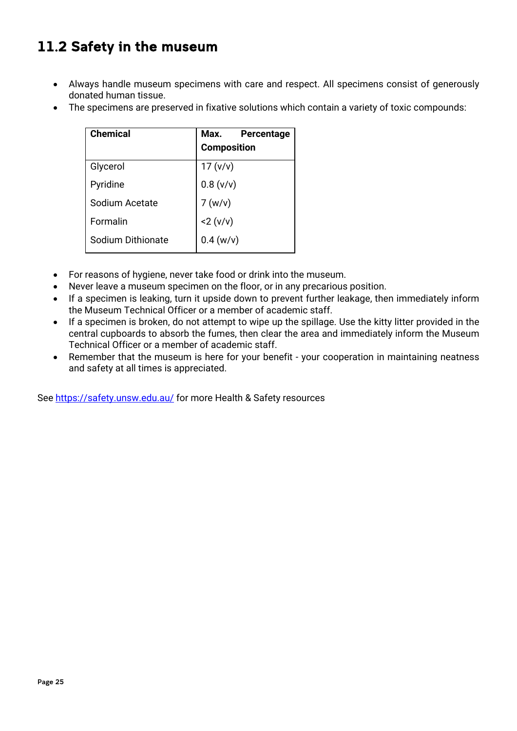## 11.2 Safety in the museum

- Always handle museum specimens with care and respect. All specimens consist of generously donated human tissue.
- The specimens are preserved in fixative solutions which contain a variety of toxic compounds:

| Chemical | Max. Percentage Composition |
|---|---|
| Glycerol | 17 (v/v) |
| Pyridine | 0.8 (v/v) |
| Sodium Acetate | 7 (w/v) |
| Formalin | <2 (v/v) |
| Sodium Dithionate | 0.4 (w/v) |

- For reasons of hygiene, never take food or drink into the museum.
- Never leave a museum specimen on the floor, or in any precarious position.
- If a specimen is leaking, turn it upside down to prevent further leakage, then immediately inform the Museum Technical Officer or a member of academic staff.
- If a specimen is broken, do not attempt to wipe up the spillage. Use the kitty litter provided in the central cupboards to absorb the fumes, then clear the area and immediately inform the Museum Technical Officer or a member of academic staff.
- Remember that the museum is here for your benefit - your cooperation in maintaining neatness and safety at all times is appreciated.

See https://safety.unsw.edu.au/ for more Health & Safety resources